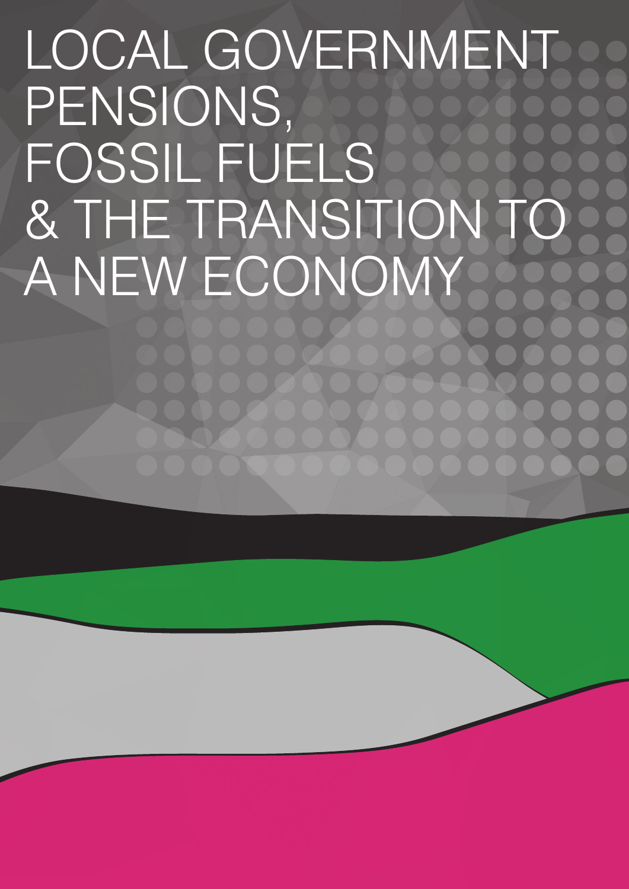# LOCAL GOVERNMENT PENSIONS, FOSSIL FUELS & THE TRANSITION TO A NEW ECONOMY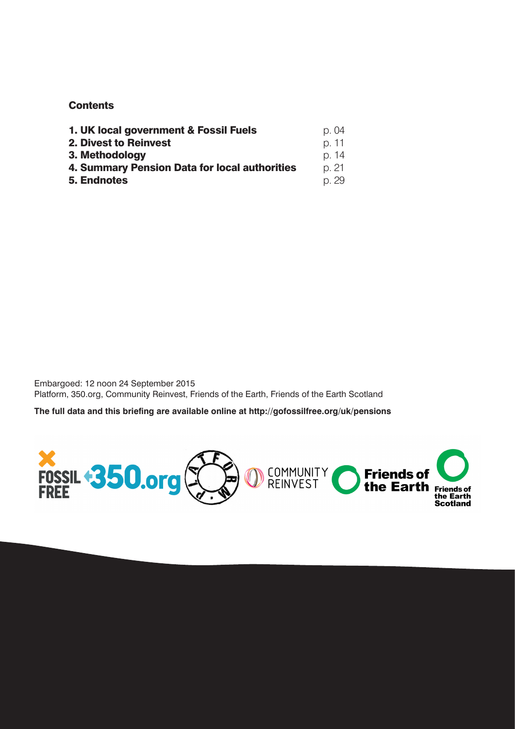## Contents

| | |
|---|---|
| **1. UK local government & Fossil Fuels** | p. 04 |
| **2. Divest to Reinvest** | p. 11 |
| **3. Methodology** | p. 14 |
| **4. Summary Pension Data for local authorities** | p. 21 |
| **5. Endnotes** | p. 29 |

Embargoed: 12 noon 24 September 2015
Platform, 350.org, Community Reinvest, Friends of the Earth, Friends of the Earth Scotland

**The full data and this briefing are available online at http://gofossilfree.org/uk/pensions**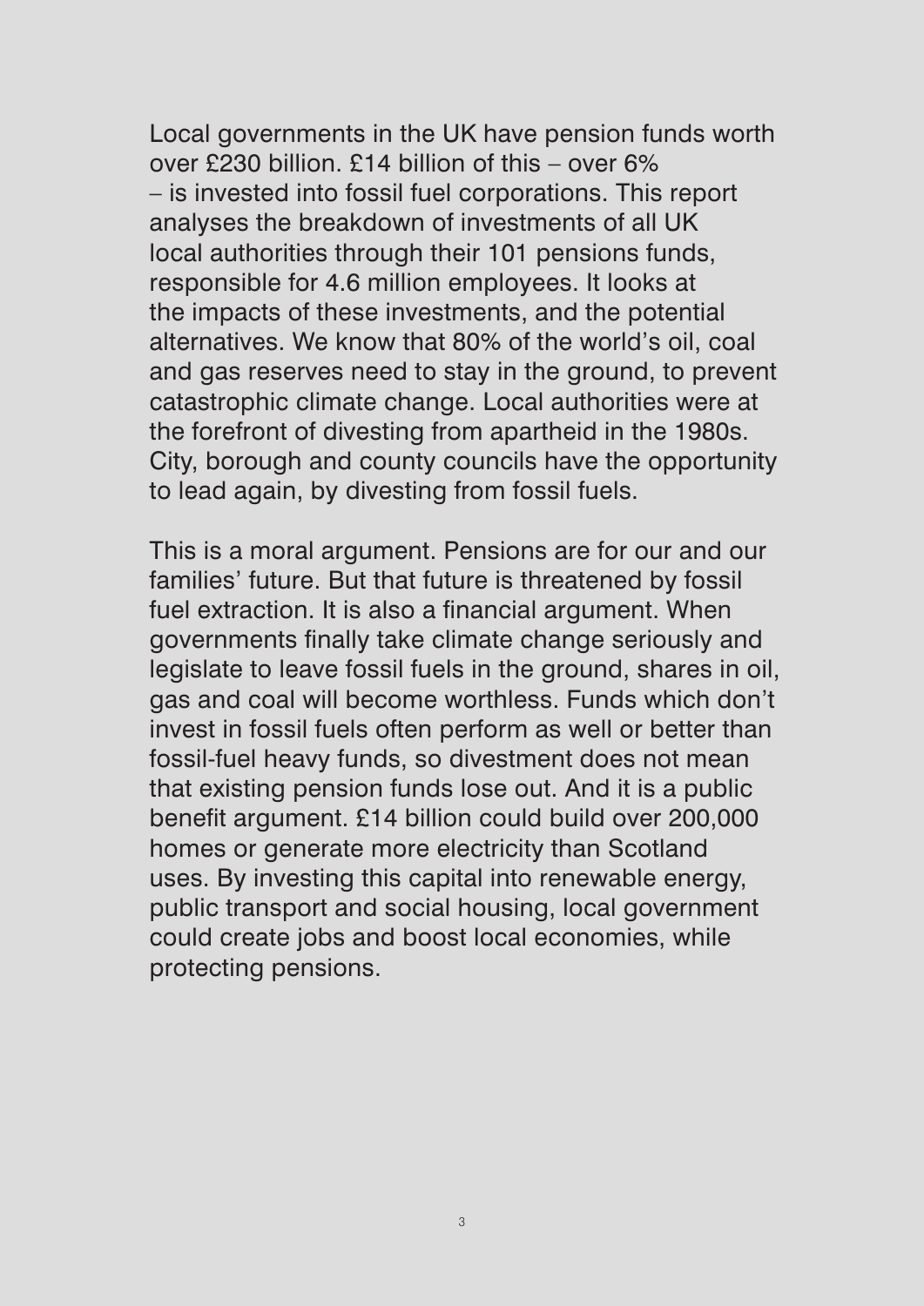Local governments in the UK have pension funds worth over £230 billion. £14 billion of this – over 6% – is invested into fossil fuel corporations. This report analyses the breakdown of investments of all UK local authorities through their 101 pensions funds, responsible for 4.6 million employees. It looks at the impacts of these investments, and the potential alternatives. We know that 80% of the world's oil, coal and gas reserves need to stay in the ground, to prevent catastrophic climate change. Local authorities were at the forefront of divesting from apartheid in the 1980s. City, borough and county councils have the opportunity to lead again, by divesting from fossil fuels.

This is a moral argument. Pensions are for our and our families' future. But that future is threatened by fossil fuel extraction. It is also a financial argument. When governments finally take climate change seriously and legislate to leave fossil fuels in the ground, shares in oil, gas and coal will become worthless. Funds which don't invest in fossil fuels often perform as well or better than fossil-fuel heavy funds, so divestment does not mean that existing pension funds lose out. And it is a public benefit argument. £14 billion could build over 200,000 homes or generate more electricity than Scotland uses. By investing this capital into renewable energy, public transport and social housing, local government could create jobs and boost local economies, while protecting pensions.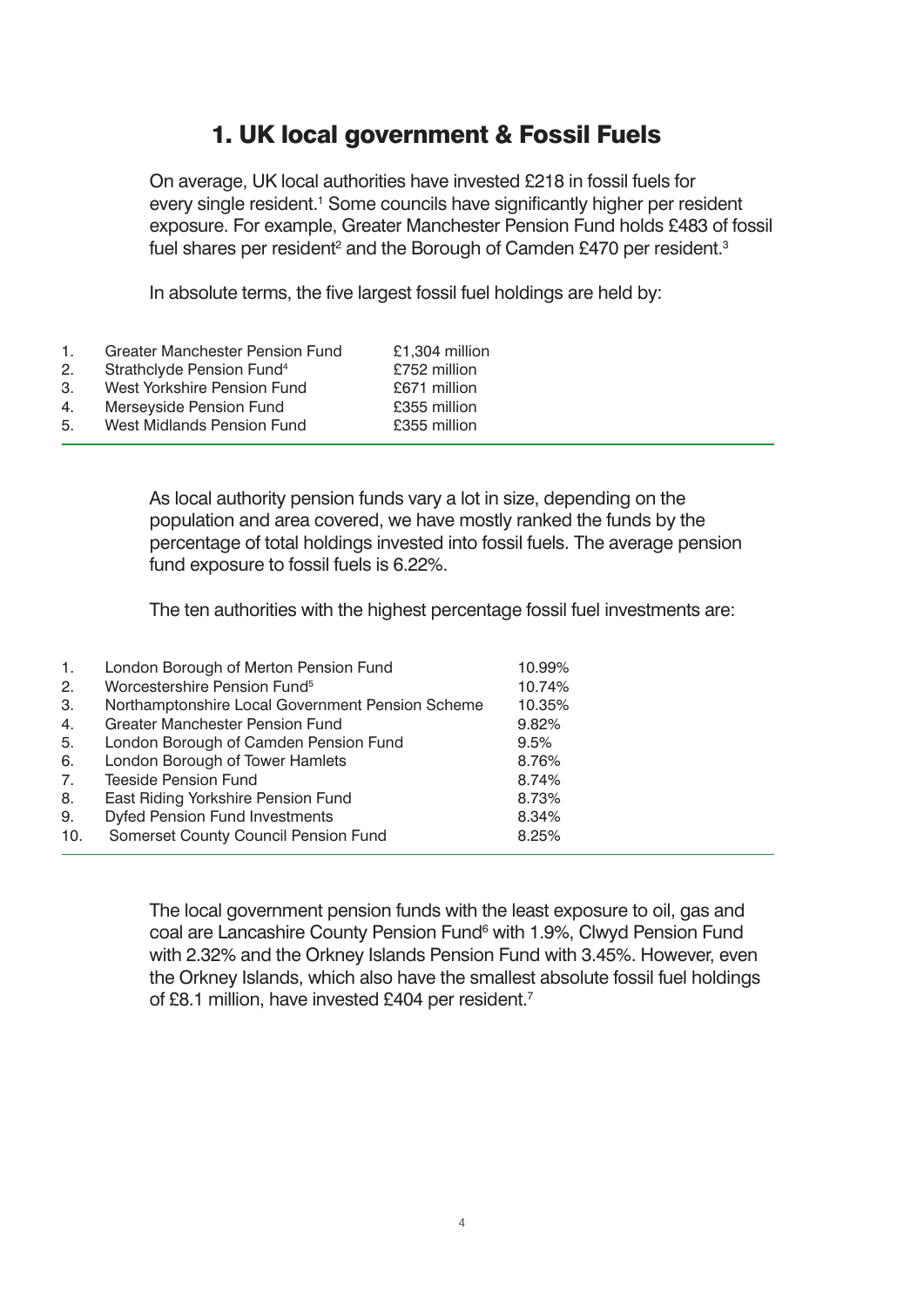# 1. UK local government & Fossil Fuels

On average, UK local authorities have invested £218 in fossil fuels for every single resident.[1] Some councils have significantly higher per resident exposure. For example, Greater Manchester Pension Fund holds £483 of fossil fuel shares per resident[2] and the Borough of Camden £470 per resident.[3]

In absolute terms, the five largest fossil fuel holdings are held by:

| | | |
|---|---|---|
| 1. | Greater Manchester Pension Fund | £1,304 million |
| 2. | Strathclyde Pension Fund[4] | £752 million |
| 3. | West Yorkshire Pension Fund | £671 million |
| 4. | Merseyside Pension Fund | £355 million |
| 5. | West Midlands Pension Fund | £355 million |

As local authority pension funds vary a lot in size, depending on the population and area covered, we have mostly ranked the funds by the percentage of total holdings invested into fossil fuels. The average pension fund exposure to fossil fuels is 6.22%.

The ten authorities with the highest percentage fossil fuel investments are:

| | | |
|---|---|---|
| 1. | London Borough of Merton Pension Fund | 10.99% |
| 2. | Worcestershire Pension Fund[5] | 10.74% |
| 3. | Northamptonshire Local Government Pension Scheme | 10.35% |
| 4. | Greater Manchester Pension Fund | 9.82% |
| 5. | London Borough of Camden Pension Fund | 9.5% |
| 6. | London Borough of Tower Hamlets | 8.76% |
| 7. | Teeside Pension Fund | 8.74% |
| 8. | East Riding Yorkshire Pension Fund | 8.73% |
| 9. | Dyfed Pension Fund Investments | 8.34% |
| 10. | Somerset County Council Pension Fund | 8.25% |

The local government pension funds with the least exposure to oil, gas and coal are Lancashire County Pension Fund[6] with 1.9%, Clwyd Pension Fund with 2.32% and the Orkney Islands Pension Fund with 3.45%. However, even the Orkney Islands, which also have the smallest absolute fossil fuel holdings of £8.1 million, have invested £404 per resident.[7]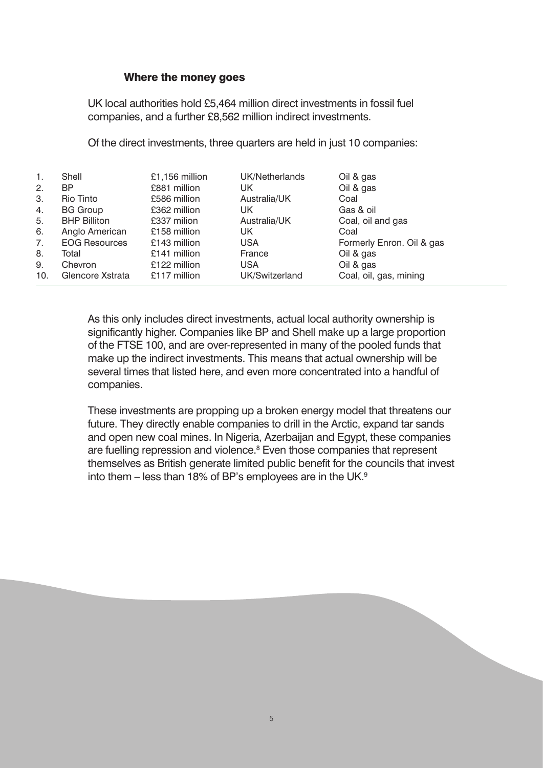## Where the money goes

UK local authorities hold £5,464 million direct investments in fossil fuel companies, and a further £8,562 million indirect investments.

Of the direct investments, three quarters are held in just 10 companies:

| | | | | |
|---|---|---|---|---|
| 1. | Shell | £1,156 million | UK/Netherlands | Oil & gas |
| 2. | BP | £881 million | UK | Oil & gas |
| 3. | Rio Tinto | £586 million | Australia/UK | Coal |
| 4. | BG Group | £362 million | UK | Gas & oil |
| 5. | BHP Billiton | £337 milion | Australia/UK | Coal, oil and gas |
| 6. | Anglo American | £158 million | UK | Coal |
| 7. | EOG Resources | £143 million | USA | Formerly Enron. Oil & gas |
| 8. | Total | £141 million | France | Oil & gas |
| 9. | Chevron | £122 million | USA | Oil & gas |
| 10. | Glencore Xstrata | £117 million | UK/Switzerland | Coal, oil, gas, mining |

As this only includes direct investments, actual local authority ownership is significantly higher. Companies like BP and Shell make up a large proportion of the FTSE 100, and are over-represented in many of the pooled funds that make up the indirect investments. This means that actual ownership will be several times that listed here, and even more concentrated into a handful of companies.

These investments are propping up a broken energy model that threatens our future. They directly enable companies to drill in the Arctic, expand tar sands and open new coal mines. In Nigeria, Azerbaijan and Egypt, these companies are fuelling repression and violence.[8] Even those companies that represent themselves as British generate limited public benefit for the councils that invest into them – less than 18% of BP's employees are in the UK.[9]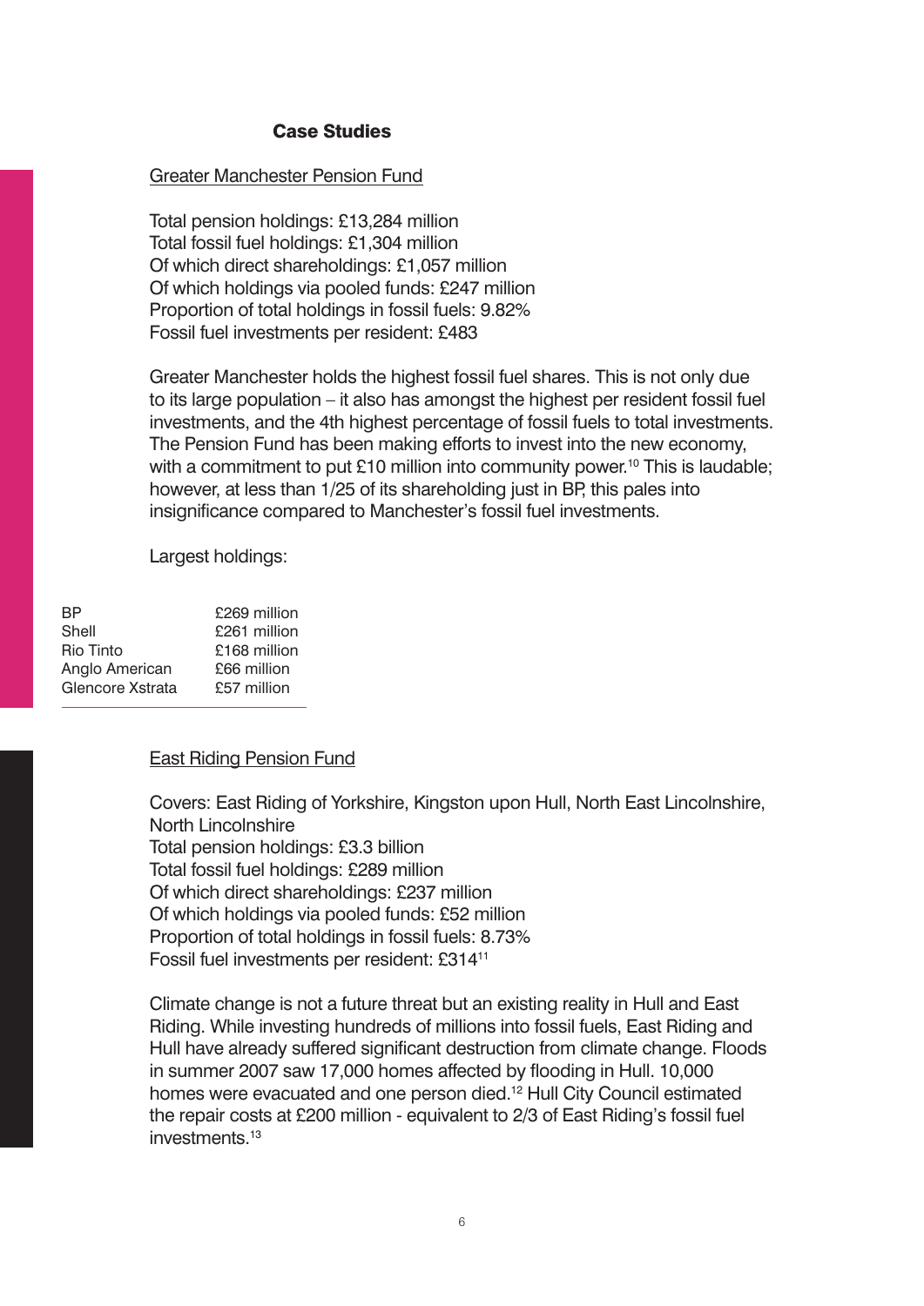## Case Studies

### Greater Manchester Pension Fund

Total pension holdings: £13,284 million
Total fossil fuel holdings: £1,304 million
Of which direct shareholdings: £1,057 million
Of which holdings via pooled funds: £247 million
Proportion of total holdings in fossil fuels: 9.82%
Fossil fuel investments per resident: £483

Greater Manchester holds the highest fossil fuel shares. This is not only due to its large population – it also has amongst the highest per resident fossil fuel investments, and the 4th highest percentage of fossil fuels to total investments. The Pension Fund has been making efforts to invest into the new economy, with a commitment to put £10 million into community power.[10] This is laudable; however, at less than 1/25 of its shareholding just in BP, this pales into insignificance compared to Manchester's fossil fuel investments.

Largest holdings:

| | |
|---|---|
| BP | £269 million |
| Shell | £261 million |
| Rio Tinto | £168 million |
| Anglo American | £66 million |
| Glencore Xstrata | £57 million |

### East Riding Pension Fund

Covers: East Riding of Yorkshire, Kingston upon Hull, North East Lincolnshire, North Lincolnshire
Total pension holdings: £3.3 billion
Total fossil fuel holdings: £289 million
Of which direct shareholdings: £237 million
Of which holdings via pooled funds: £52 million
Proportion of total holdings in fossil fuels: 8.73%
Fossil fuel investments per resident: £314[11]

Climate change is not a future threat but an existing reality in Hull and East Riding. While investing hundreds of millions into fossil fuels, East Riding and Hull have already suffered significant destruction from climate change. Floods in summer 2007 saw 17,000 homes affected by flooding in Hull. 10,000 homes were evacuated and one person died.[12] Hull City Council estimated the repair costs at £200 million - equivalent to 2/3 of East Riding's fossil fuel investments.[13]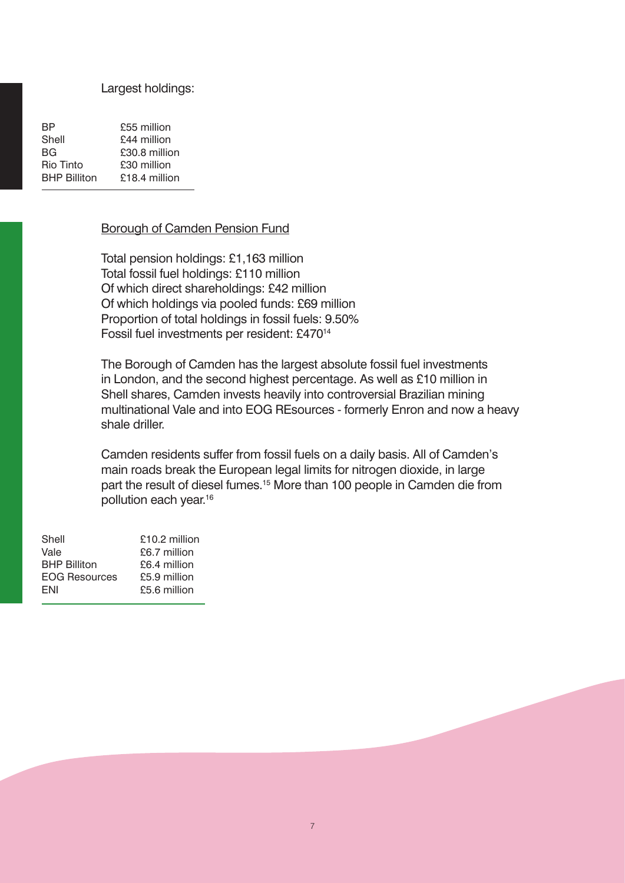Largest holdings:

| | |
|---|---|
| BP | £55 million |
| Shell | £44 million |
| BG | £30.8 million |
| Rio Tinto | £30 million |
| BHP Billiton | £18.4 million |

## Borough of Camden Pension Fund

Total pension holdings: £1,163 million
Total fossil fuel holdings: £110 million
Of which direct shareholdings: £42 million
Of which holdings via pooled funds: £69 million
Proportion of total holdings in fossil fuels: 9.50%
Fossil fuel investments per resident: £470[14]

The Borough of Camden has the largest absolute fossil fuel investments in London, and the second highest percentage. As well as £10 million in Shell shares, Camden invests heavily into controversial Brazilian mining multinational Vale and into EOG REsources - formerly Enron and now a heavy shale driller.

Camden residents suffer from fossil fuels on a daily basis. All of Camden's main roads break the European legal limits for nitrogen dioxide, in large part the result of diesel fumes.[15] More than 100 people in Camden die from pollution each year.[16]

| | |
|---|---|
| Shell | £10.2 million |
| Vale | £6.7 million |
| BHP Billiton | £6.4 million |
| EOG Resources | £5.9 million |
| ENI | £5.6 million |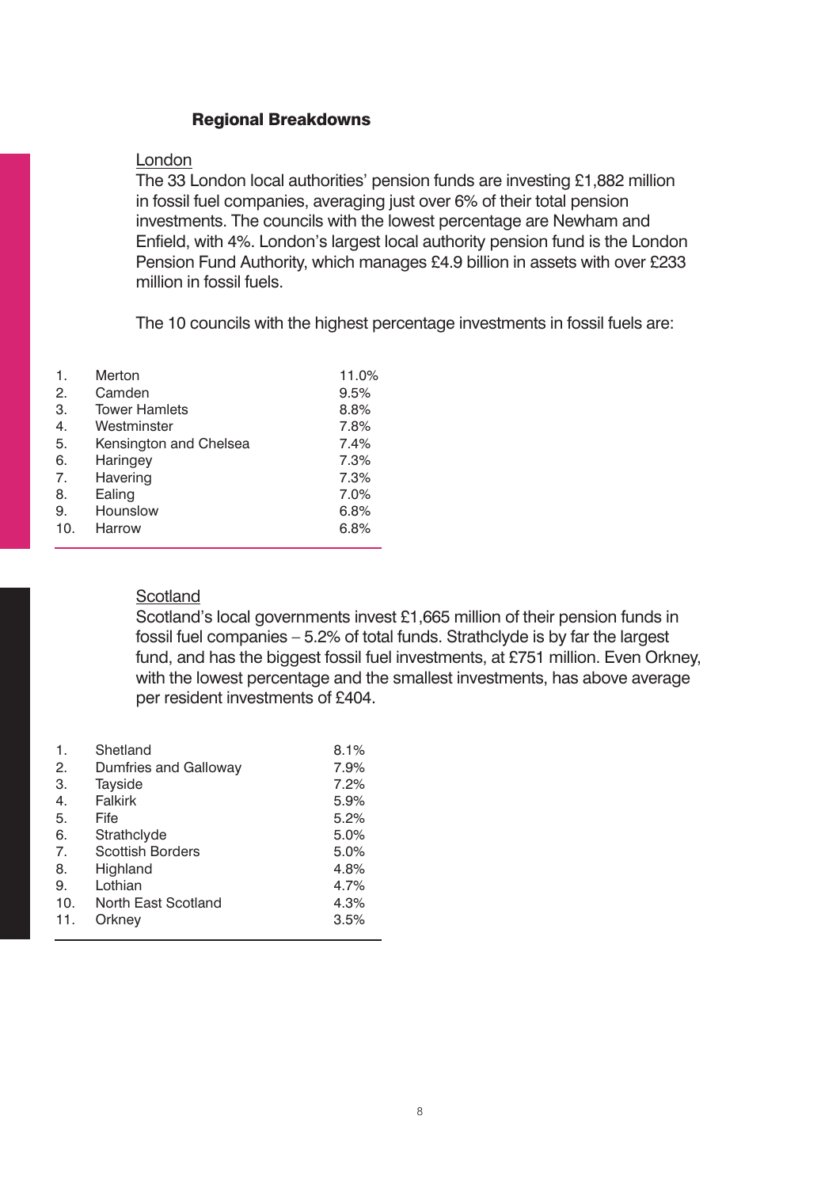## Regional Breakdowns

### London

The 33 London local authorities' pension funds are investing £1,882 million in fossil fuel companies, averaging just over 6% of their total pension investments. The councils with the lowest percentage are Newham and Enfield, with 4%. London's largest local authority pension fund is the London Pension Fund Authority, which manages £4.9 billion in assets with over £233 million in fossil fuels.

The 10 councils with the highest percentage investments in fossil fuels are:

| | | |
|---|---|---|
| 1. | Merton | 11.0% |
| 2. | Camden | 9.5% |
| 3. | Tower Hamlets | 8.8% |
| 4. | Westminster | 7.8% |
| 5. | Kensington and Chelsea | 7.4% |
| 6. | Haringey | 7.3% |
| 7. | Havering | 7.3% |
| 8. | Ealing | 7.0% |
| 9. | Hounslow | 6.8% |
| 10. | Harrow | 6.8% |

### Scotland

Scotland's local governments invest £1,665 million of their pension funds in fossil fuel companies – 5.2% of total funds. Strathclyde is by far the largest fund, and has the biggest fossil fuel investments, at £751 million. Even Orkney, with the lowest percentage and the smallest investments, has above average per resident investments of £404.

| | | |
|---|---|---|
| 1. | Shetland | 8.1% |
| 2. | Dumfries and Galloway | 7.9% |
| 3. | Tayside | 7.2% |
| 4. | Falkirk | 5.9% |
| 5. | Fife | 5.2% |
| 6. | Strathclyde | 5.0% |
| 7. | Scottish Borders | 5.0% |
| 8. | Highland | 4.8% |
| 9. | Lothian | 4.7% |
| 10. | North East Scotland | 4.3% |
| 11. | Orkney | 3.5% |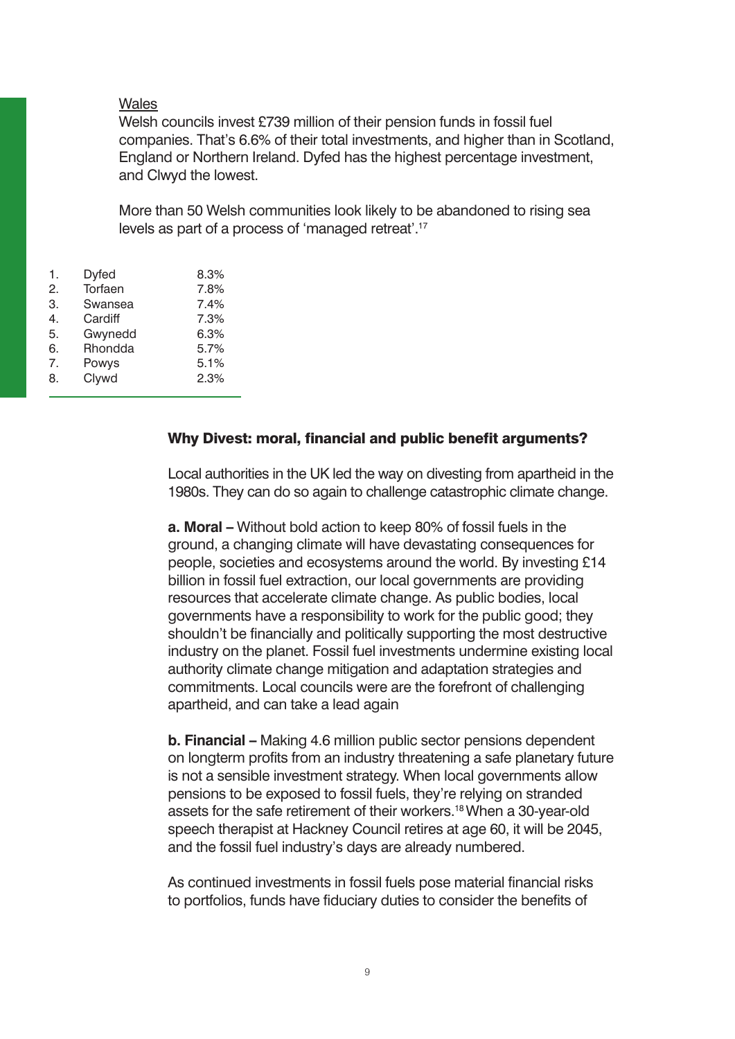<u>Wales</u>

Welsh councils invest £739 million of their pension funds in fossil fuel companies. That's 6.6% of their total investments, and higher than in Scotland, England or Northern Ireland. Dyfed has the highest percentage investment, and Clwyd the lowest.

More than 50 Welsh communities look likely to be abandoned to rising sea levels as part of a process of 'managed retreat'.[17]

| | | |
|---|---|---|
| 1. | Dyfed | 8.3% |
| 2. | Torfaen | 7.8% |
| 3. | Swansea | 7.4% |
| 4. | Cardiff | 7.3% |
| 5. | Gwynedd | 6.3% |
| 6. | Rhondda | 5.7% |
| 7. | Powys | 5.1% |
| 8. | Clywd | 2.3% |

## Why Divest: moral, financial and public benefit arguments?

Local authorities in the UK led the way on divesting from apartheid in the 1980s. They can do so again to challenge catastrophic climate change.

**a. Moral –** Without bold action to keep 80% of fossil fuels in the ground, a changing climate will have devastating consequences for people, societies and ecosystems around the world. By investing £14 billion in fossil fuel extraction, our local governments are providing resources that accelerate climate change. As public bodies, local governments have a responsibility to work for the public good; they shouldn't be financially and politically supporting the most destructive industry on the planet. Fossil fuel investments undermine existing local authority climate change mitigation and adaptation strategies and commitments. Local councils were are the forefront of challenging apartheid, and can take a lead again

**b. Financial –** Making 4.6 million public sector pensions dependent on longterm profits from an industry threatening a safe planetary future is not a sensible investment strategy. When local governments allow pensions to be exposed to fossil fuels, they're relying on stranded assets for the safe retirement of their workers.[18] When a 30-year-old speech therapist at Hackney Council retires at age 60, it will be 2045, and the fossil fuel industry's days are already numbered.

As continued investments in fossil fuels pose material financial risks to portfolios, funds have fiduciary duties to consider the benefits of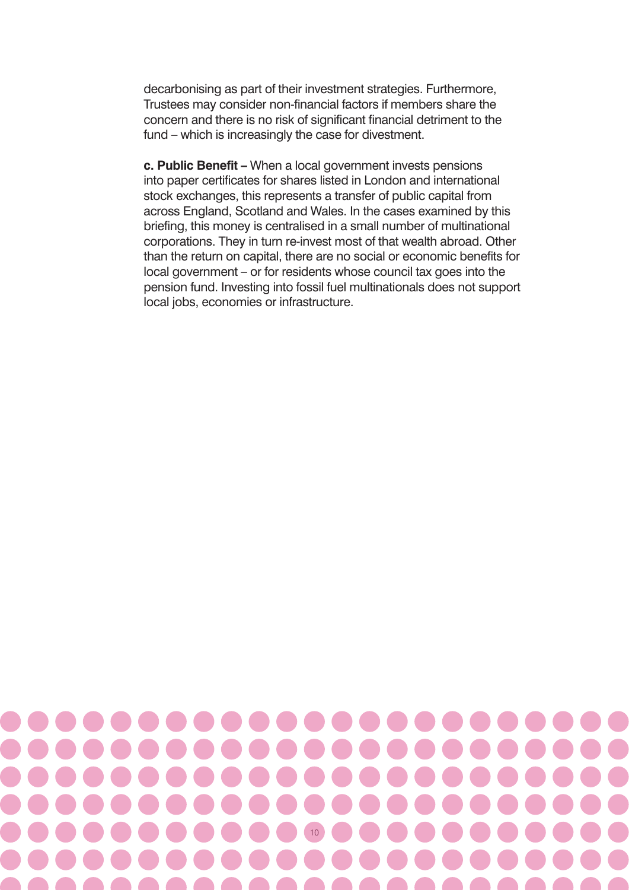decarbonising as part of their investment strategies. Furthermore, Trustees may consider non-financial factors if members share the concern and there is no risk of significant financial detriment to the fund – which is increasingly the case for divestment.

**c. Public Benefit –** When a local government invests pensions into paper certificates for shares listed in London and international stock exchanges, this represents a transfer of public capital from across England, Scotland and Wales. In the cases examined by this briefing, this money is centralised in a small number of multinational corporations. They in turn re-invest most of that wealth abroad. Other than the return on capital, there are no social or economic benefits for local government – or for residents whose council tax goes into the pension fund. Investing into fossil fuel multinationals does not support local jobs, economies or infrastructure.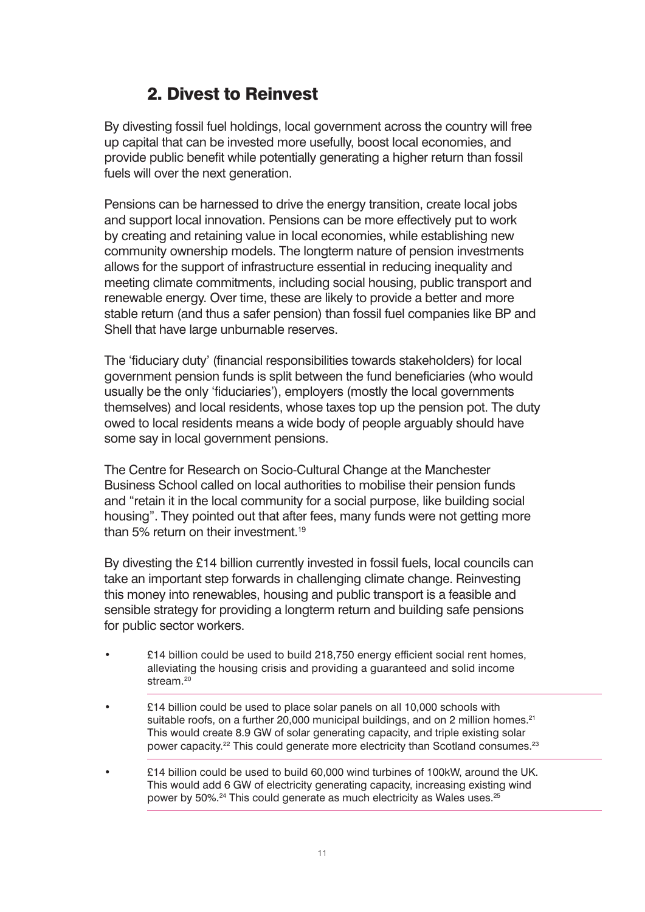## 2. Divest to Reinvest

By divesting fossil fuel holdings, local government across the country will free up capital that can be invested more usefully, boost local economies, and provide public benefit while potentially generating a higher return than fossil fuels will over the next generation.

Pensions can be harnessed to drive the energy transition, create local jobs and support local innovation. Pensions can be more effectively put to work by creating and retaining value in local economies, while establishing new community ownership models. The longterm nature of pension investments allows for the support of infrastructure essential in reducing inequality and meeting climate commitments, including social housing, public transport and renewable energy. Over time, these are likely to provide a better and more stable return (and thus a safer pension) than fossil fuel companies like BP and Shell that have large unburnable reserves.

The 'fiduciary duty' (financial responsibilities towards stakeholders) for local government pension funds is split between the fund beneficiaries (who would usually be the only 'fiduciaries'), employers (mostly the local governments themselves) and local residents, whose taxes top up the pension pot. The duty owed to local residents means a wide body of people arguably should have some say in local government pensions.

The Centre for Research on Socio-Cultural Change at the Manchester Business School called on local authorities to mobilise their pension funds and "retain it in the local community for a social purpose, like building social housing". They pointed out that after fees, many funds were not getting more than 5% return on their investment.[19]

By divesting the £14 billion currently invested in fossil fuels, local councils can take an important step forwards in challenging climate change. Reinvesting this money into renewables, housing and public transport is a feasible and sensible strategy for providing a longterm return and building safe pensions for public sector workers.

- £14 billion could be used to build 218,750 energy efficient social rent homes, alleviating the housing crisis and providing a guaranteed and solid income stream.[20]
- £14 billion could be used to place solar panels on all 10,000 schools with suitable roofs, on a further 20,000 municipal buildings, and on 2 million homes.[21] This would create 8.9 GW of solar generating capacity, and triple existing solar power capacity.[22] This could generate more electricity than Scotland consumes.[23]
- £14 billion could be used to build 60,000 wind turbines of 100kW, around the UK. This would add 6 GW of electricity generating capacity, increasing existing wind power by 50%.[24] This could generate as much electricity as Wales uses.[25]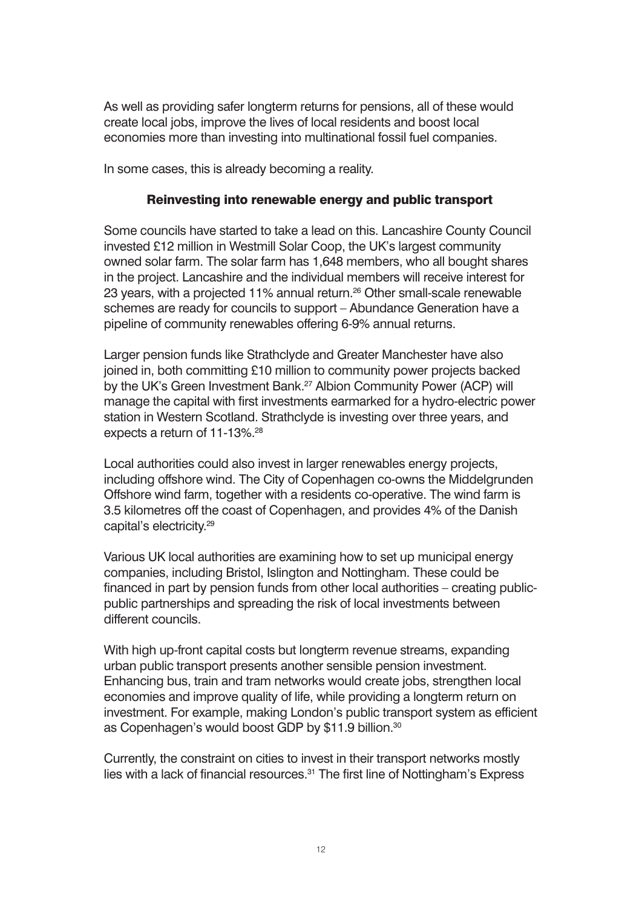As well as providing safer longterm returns for pensions, all of these would create local jobs, improve the lives of local residents and boost local economies more than investing into multinational fossil fuel companies.

In some cases, this is already becoming a reality.

## Reinvesting into renewable energy and public transport

Some councils have started to take a lead on this. Lancashire County Council invested £12 million in Westmill Solar Coop, the UK's largest community owned solar farm. The solar farm has 1,648 members, who all bought shares in the project. Lancashire and the individual members will receive interest for 23 years, with a projected 11% annual return.[26] Other small-scale renewable schemes are ready for councils to support – Abundance Generation have a pipeline of community renewables offering 6-9% annual returns.

Larger pension funds like Strathclyde and Greater Manchester have also joined in, both committing £10 million to community power projects backed by the UK's Green Investment Bank.[27] Albion Community Power (ACP) will manage the capital with first investments earmarked for a hydro-electric power station in Western Scotland. Strathclyde is investing over three years, and expects a return of 11-13%.[28]

Local authorities could also invest in larger renewables energy projects, including offshore wind. The City of Copenhagen co-owns the Middelgrunden Offshore wind farm, together with a residents co-operative. The wind farm is 3.5 kilometres off the coast of Copenhagen, and provides 4% of the Danish capital's electricity.[29]

Various UK local authorities are examining how to set up municipal energy companies, including Bristol, Islington and Nottingham. These could be financed in part by pension funds from other local authorities – creating public-public partnerships and spreading the risk of local investments between different councils.

With high up-front capital costs but longterm revenue streams, expanding urban public transport presents another sensible pension investment. Enhancing bus, train and tram networks would create jobs, strengthen local economies and improve quality of life, while providing a longterm return on investment. For example, making London's public transport system as efficient as Copenhagen's would boost GDP by $11.9 billion.[30]

Currently, the constraint on cities to invest in their transport networks mostly lies with a lack of financial resources.[31] The first line of Nottingham's Express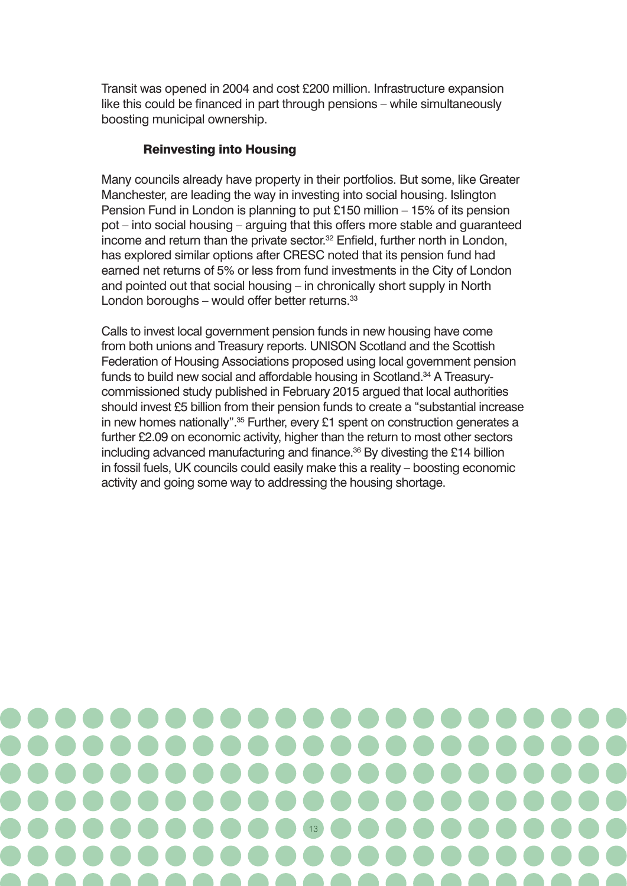Transit was opened in 2004 and cost £200 million. Infrastructure expansion like this could be financed in part through pensions – while simultaneously boosting municipal ownership.

### Reinvesting into Housing

Many councils already have property in their portfolios. But some, like Greater Manchester, are leading the way in investing into social housing. Islington Pension Fund in London is planning to put £150 million – 15% of its pension pot – into social housing – arguing that this offers more stable and guaranteed income and return than the private sector.[32] Enfield, further north in London, has explored similar options after CRESC noted that its pension fund had earned net returns of 5% or less from fund investments in the City of London and pointed out that social housing – in chronically short supply in North London boroughs – would offer better returns.[33]

Calls to invest local government pension funds in new housing have come from both unions and Treasury reports. UNISON Scotland and the Scottish Federation of Housing Associations proposed using local government pension funds to build new social and affordable housing in Scotland.[34] A Treasury-commissioned study published in February 2015 argued that local authorities should invest £5 billion from their pension funds to create a "substantial increase in new homes nationally".[35] Further, every £1 spent on construction generates a further £2.09 on economic activity, higher than the return to most other sectors including advanced manufacturing and finance.[36] By divesting the £14 billion in fossil fuels, UK councils could easily make this a reality – boosting economic activity and going some way to addressing the housing shortage.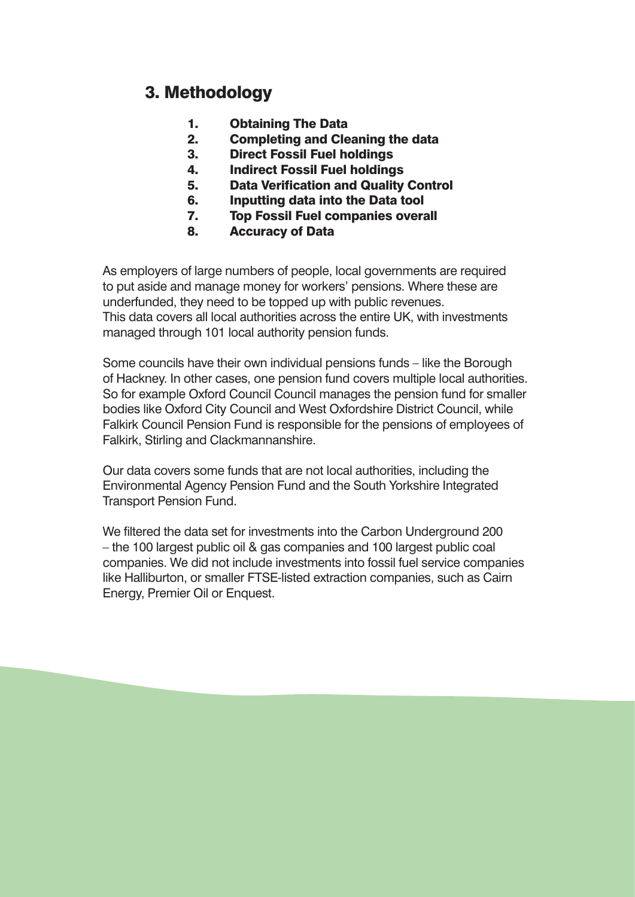## 3. Methodology

1. **Obtaining The Data**
2. **Completing and Cleaning the data**
3. **Direct Fossil Fuel holdings**
4. **Indirect Fossil Fuel holdings**
5. **Data Verification and Quality Control**
6. **Inputting data into the Data tool**
7. **Top Fossil Fuel companies overall**
8. **Accuracy of Data**

As employers of large numbers of people, local governments are required to put aside and manage money for workers' pensions. Where these are underfunded, they need to be topped up with public revenues. This data covers all local authorities across the entire UK, with investments managed through 101 local authority pension funds.

Some councils have their own individual pensions funds – like the Borough of Hackney. In other cases, one pension fund covers multiple local authorities. So for example Oxford Council Council manages the pension fund for smaller bodies like Oxford City Council and West Oxfordshire District Council, while Falkirk Council Pension Fund is responsible for the pensions of employees of Falkirk, Stirling and Clackmannanshire.

Our data covers some funds that are not local authorities, including the Environmental Agency Pension Fund and the South Yorkshire Integrated Transport Pension Fund.

We filtered the data set for investments into the Carbon Underground 200 – the 100 largest public oil & gas companies and 100 largest public coal companies. We did not include investments into fossil fuel service companies like Halliburton, or smaller FTSE-listed extraction companies, such as Cairn Energy, Premier Oil or Enquest.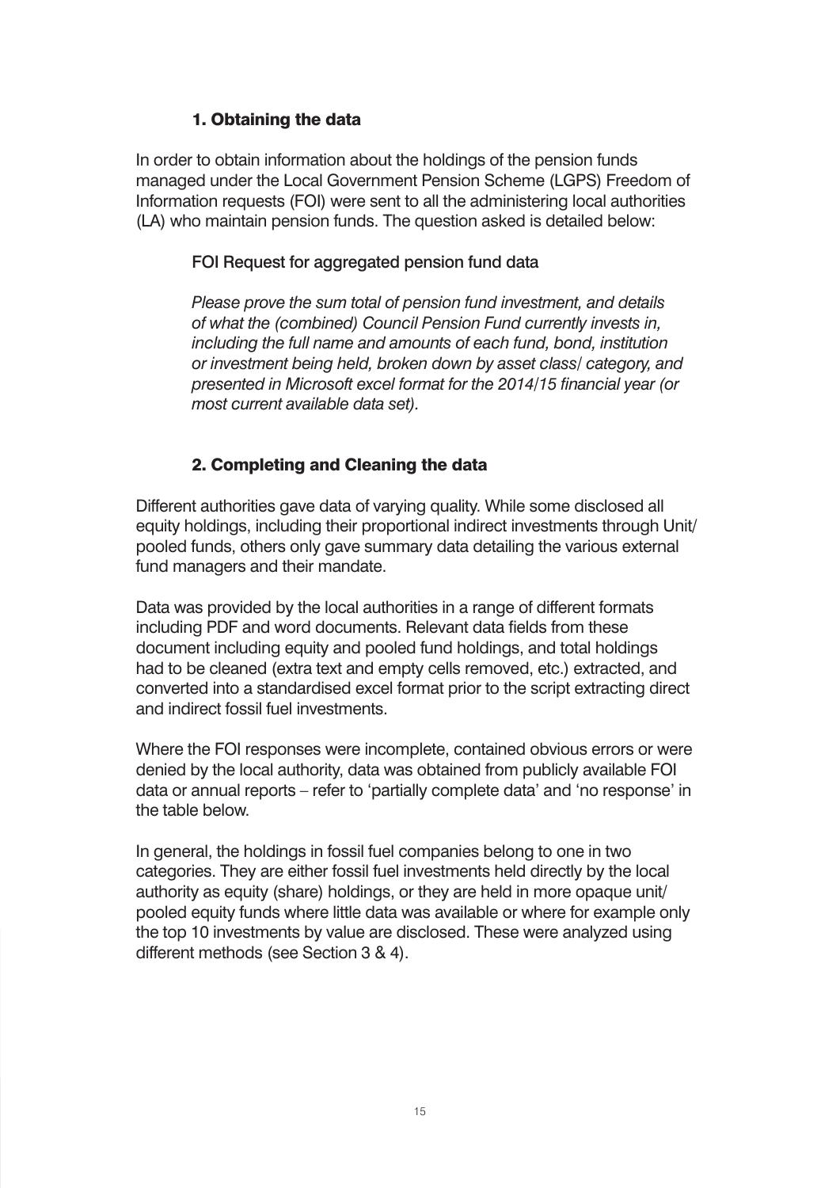## 1. Obtaining the data

In order to obtain information about the holdings of the pension funds managed under the Local Government Pension Scheme (LGPS) Freedom of Information requests (FOI) were sent to all the administering local authorities (LA) who maintain pension funds. The question asked is detailed below:

FOI Request for aggregated pension fund data

*Please prove the sum total of pension fund investment, and details of what the (combined) Council Pension Fund currently invests in, including the full name and amounts of each fund, bond, institution or investment being held, broken down by asset class/ category, and presented in Microsoft excel format for the 2014/15 financial year (or most current available data set).*

## 2. Completing and Cleaning the data

Different authorities gave data of varying quality. While some disclosed all equity holdings, including their proportional indirect investments through Unit/ pooled funds, others only gave summary data detailing the various external fund managers and their mandate.

Data was provided by the local authorities in a range of different formats including PDF and word documents. Relevant data fields from these document including equity and pooled fund holdings, and total holdings had to be cleaned (extra text and empty cells removed, etc.) extracted, and converted into a standardised excel format prior to the script extracting direct and indirect fossil fuel investments.

Where the FOI responses were incomplete, contained obvious errors or were denied by the local authority, data was obtained from publicly available FOI data or annual reports – refer to 'partially complete data' and 'no response' in the table below.

In general, the holdings in fossil fuel companies belong to one in two categories. They are either fossil fuel investments held directly by the local authority as equity (share) holdings, or they are held in more opaque unit/ pooled equity funds where little data was available or where for example only the top 10 investments by value are disclosed. These were analyzed using different methods (see Section 3 & 4).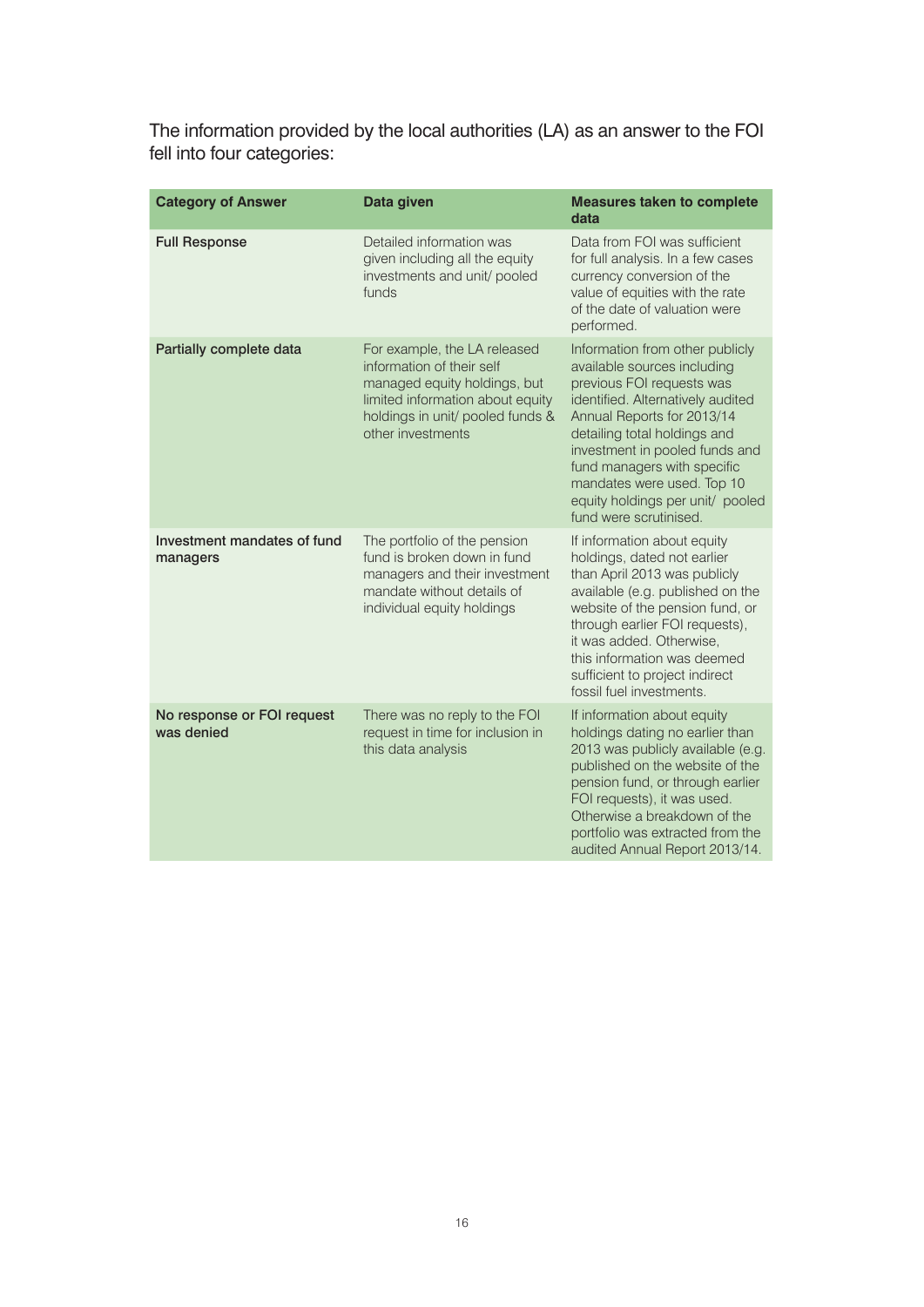The information provided by the local authorities (LA) as an answer to the FOI fell into four categories:

| **Category of Answer** | **Data given** | **Measures taken to complete data** |
| --- | --- | --- |
| **Full Response** | Detailed information was given including all the equity investments and unit/ pooled funds | Data from FOI was sufficient for full analysis. In a few cases currency conversion of the value of equities with the rate of the date of valuation were performed. |
| **Partially complete data** | For example, the LA released information of their self managed equity holdings, but limited information about equity holdings in unit/ pooled funds & other investments | Information from other publicly available sources including previous FOI requests was identified. Alternatively audited Annual Reports for 2013/14 detailing total holdings and investment in pooled funds and fund managers with specific mandates were used. Top 10 equity holdings per unit/ pooled fund were scrutinised. |
| **Investment mandates of fund managers** | The portfolio of the pension fund is broken down in fund managers and their investment mandate without details of individual equity holdings | If information about equity holdings, dated not earlier than April 2013 was publicly available (e.g. published on the website of the pension fund, or through earlier FOI requests), it was added. Otherwise, this information was deemed sufficient to project indirect fossil fuel investments. |
| **No response or FOI request was denied** | There was no reply to the FOI request in time for inclusion in this data analysis | If information about equity holdings dating no earlier than 2013 was publicly available (e.g. published on the website of the pension fund, or through earlier FOI requests), it was used. Otherwise a breakdown of the portfolio was extracted from the audited Annual Report 2013/14. |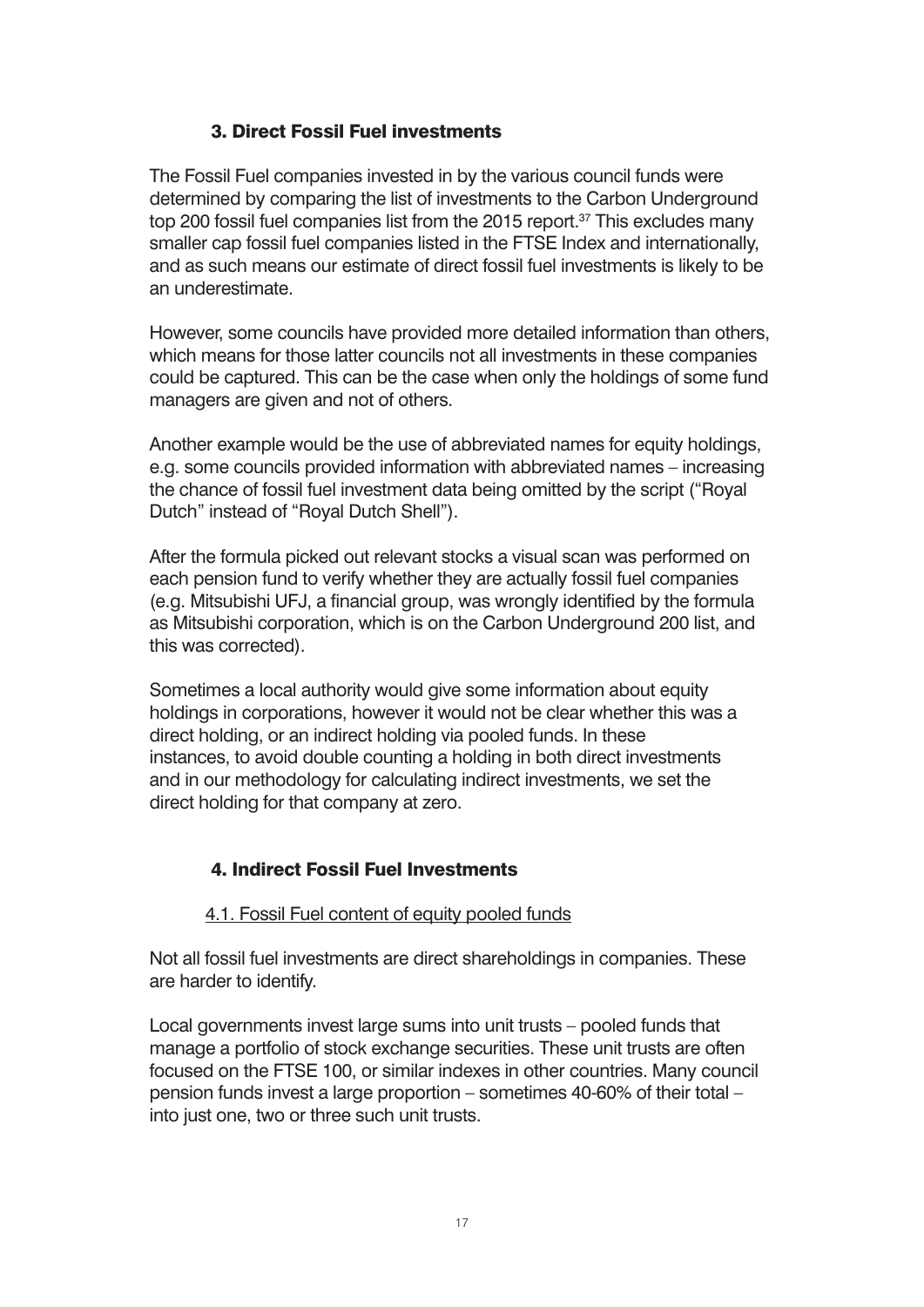## 3. Direct Fossil Fuel investments

The Fossil Fuel companies invested in by the various council funds were determined by comparing the list of investments to the Carbon Underground top 200 fossil fuel companies list from the 2015 report.[37] This excludes many smaller cap fossil fuel companies listed in the FTSE Index and internationally, and as such means our estimate of direct fossil fuel investments is likely to be an underestimate.

However, some councils have provided more detailed information than others, which means for those latter councils not all investments in these companies could be captured. This can be the case when only the holdings of some fund managers are given and not of others.

Another example would be the use of abbreviated names for equity holdings, e.g. some councils provided information with abbreviated names – increasing the chance of fossil fuel investment data being omitted by the script ("Royal Dutch" instead of "Royal Dutch Shell").

After the formula picked out relevant stocks a visual scan was performed on each pension fund to verify whether they are actually fossil fuel companies (e.g. Mitsubishi UFJ, a financial group, was wrongly identified by the formula as Mitsubishi corporation, which is on the Carbon Underground 200 list, and this was corrected).

Sometimes a local authority would give some information about equity holdings in corporations, however it would not be clear whether this was a direct holding, or an indirect holding via pooled funds. In these instances, to avoid double counting a holding in both direct investments and in our methodology for calculating indirect investments, we set the direct holding for that company at zero.

## 4. Indirect Fossil Fuel Investments

### 4.1. Fossil Fuel content of equity pooled funds

Not all fossil fuel investments are direct shareholdings in companies. These are harder to identify.

Local governments invest large sums into unit trusts – pooled funds that manage a portfolio of stock exchange securities. These unit trusts are often focused on the FTSE 100, or similar indexes in other countries. Many council pension funds invest a large proportion – sometimes 40-60% of their total – into just one, two or three such unit trusts.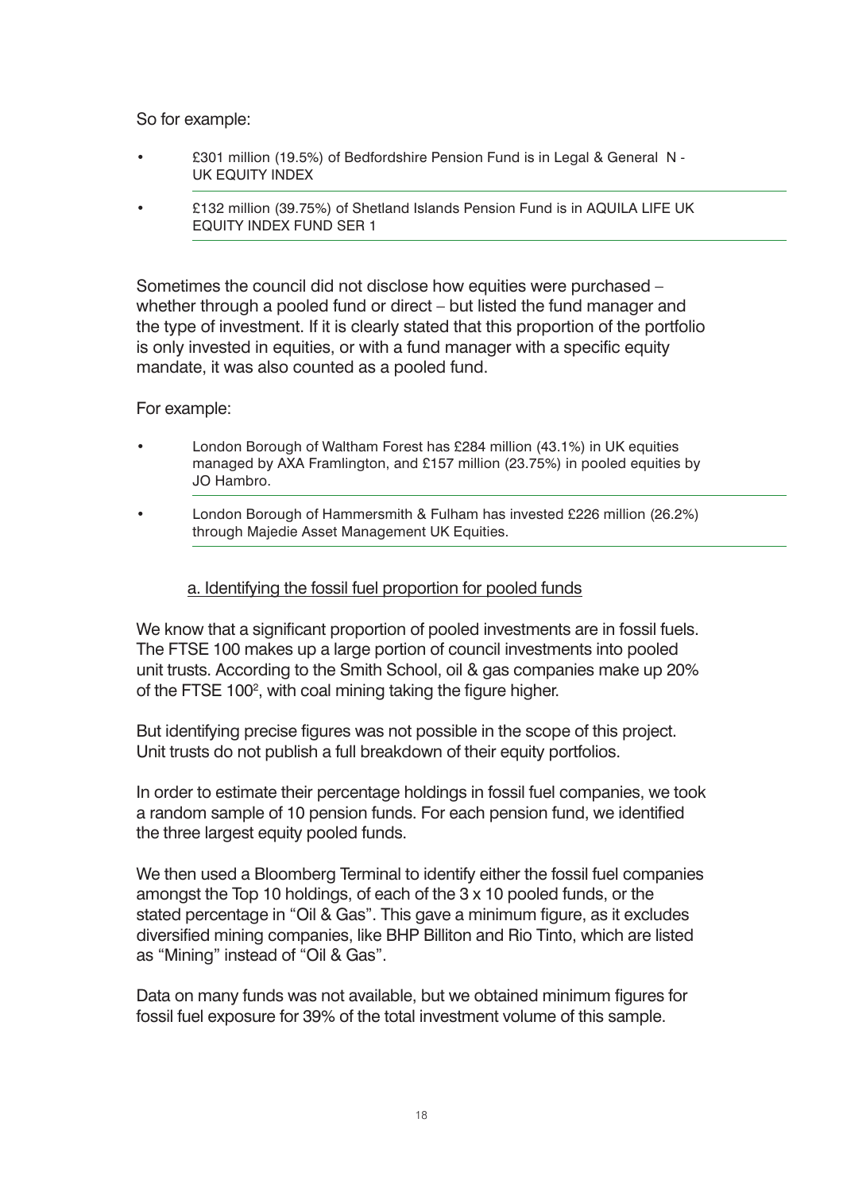So for example:

- £301 million (19.5%) of Bedfordshire Pension Fund is in Legal & General N - UK EQUITY INDEX
- £132 million (39.75%) of Shetland Islands Pension Fund is in AQUILA LIFE UK EQUITY INDEX FUND SER 1

Sometimes the council did not disclose how equities were purchased – whether through a pooled fund or direct – but listed the fund manager and the type of investment. If it is clearly stated that this proportion of the portfolio is only invested in equities, or with a fund manager with a specific equity mandate, it was also counted as a pooled fund.

For example:

- London Borough of Waltham Forest has £284 million (43.1%) in UK equities managed by AXA Framlington, and £157 million (23.75%) in pooled equities by JO Hambro.
- London Borough of Hammersmith & Fulham has invested £226 million (26.2%) through Majedie Asset Management UK Equities.

### a. Identifying the fossil fuel proportion for pooled funds

We know that a significant proportion of pooled investments are in fossil fuels. The FTSE 100 makes up a large portion of council investments into pooled unit trusts. According to the Smith School, oil & gas companies make up 20% of the FTSE 100[2], with coal mining taking the figure higher.

But identifying precise figures was not possible in the scope of this project. Unit trusts do not publish a full breakdown of their equity portfolios.

In order to estimate their percentage holdings in fossil fuel companies, we took a random sample of 10 pension funds. For each pension fund, we identified the three largest equity pooled funds.

We then used a Bloomberg Terminal to identify either the fossil fuel companies amongst the Top 10 holdings, of each of the 3 x 10 pooled funds, or the stated percentage in "Oil & Gas". This gave a minimum figure, as it excludes diversified mining companies, like BHP Billiton and Rio Tinto, which are listed as "Mining" instead of "Oil & Gas".

Data on many funds was not available, but we obtained minimum figures for fossil fuel exposure for 39% of the total investment volume of this sample.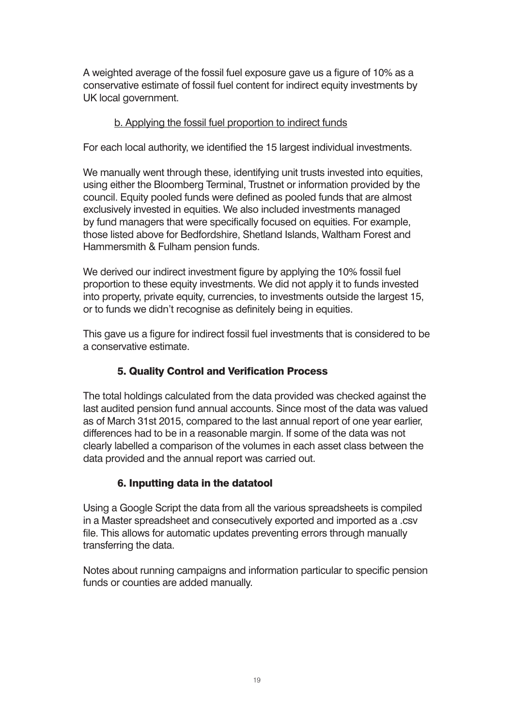A weighted average of the fossil fuel exposure gave us a figure of 10% as a conservative estimate of fossil fuel content for indirect equity investments by UK local government.

b. <u>Applying the fossil fuel proportion to indirect funds</u>

For each local authority, we identified the 15 largest individual investments.

We manually went through these, identifying unit trusts invested into equities, using either the Bloomberg Terminal, Trustnet or information provided by the council. Equity pooled funds were defined as pooled funds that are almost exclusively invested in equities. We also included investments managed by fund managers that were specifically focused on equities. For example, those listed above for Bedfordshire, Shetland Islands, Waltham Forest and Hammersmith & Fulham pension funds.

We derived our indirect investment figure by applying the 10% fossil fuel proportion to these equity investments. We did not apply it to funds invested into property, private equity, currencies, to investments outside the largest 15, or to funds we didn't recognise as definitely being in equities.

This gave us a figure for indirect fossil fuel investments that is considered to be a conservative estimate.

### 5. Quality Control and Verification Process

The total holdings calculated from the data provided was checked against the last audited pension fund annual accounts. Since most of the data was valued as of March 31st 2015, compared to the last annual report of one year earlier, differences had to be in a reasonable margin. If some of the data was not clearly labelled a comparison of the volumes in each asset class between the data provided and the annual report was carried out.

### 6. Inputting data in the datatool

Using a Google Script the data from all the various spreadsheets is compiled in a Master spreadsheet and consecutively exported and imported as a .csv file. This allows for automatic updates preventing errors through manually transferring the data.

Notes about running campaigns and information particular to specific pension funds or counties are added manually.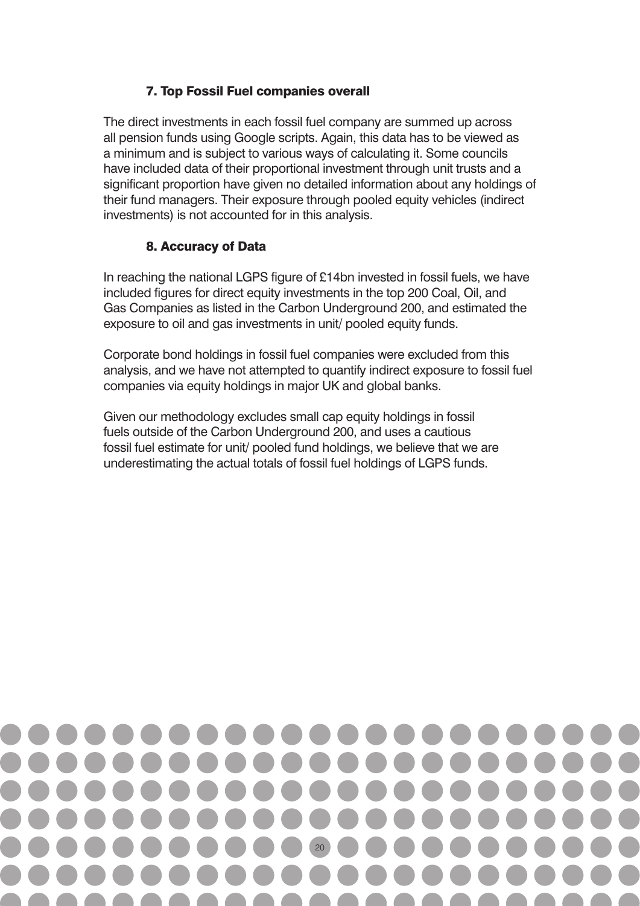### 7. Top Fossil Fuel companies overall

The direct investments in each fossil fuel company are summed up across all pension funds using Google scripts. Again, this data has to be viewed as a minimum and is subject to various ways of calculating it. Some councils have included data of their proportional investment through unit trusts and a significant proportion have given no detailed information about any holdings of their fund managers. Their exposure through pooled equity vehicles (indirect investments) is not accounted for in this analysis.

### 8. Accuracy of Data

In reaching the national LGPS figure of £14bn invested in fossil fuels, we have included figures for direct equity investments in the top 200 Coal, Oil, and Gas Companies as listed in the Carbon Underground 200, and estimated the exposure to oil and gas investments in unit/ pooled equity funds.

Corporate bond holdings in fossil fuel companies were excluded from this analysis, and we have not attempted to quantify indirect exposure to fossil fuel companies via equity holdings in major UK and global banks.

Given our methodology excludes small cap equity holdings in fossil fuels outside of the Carbon Underground 200, and uses a cautious fossil fuel estimate for unit/ pooled fund holdings, we believe that we are underestimating the actual totals of fossil fuel holdings of LGPS funds.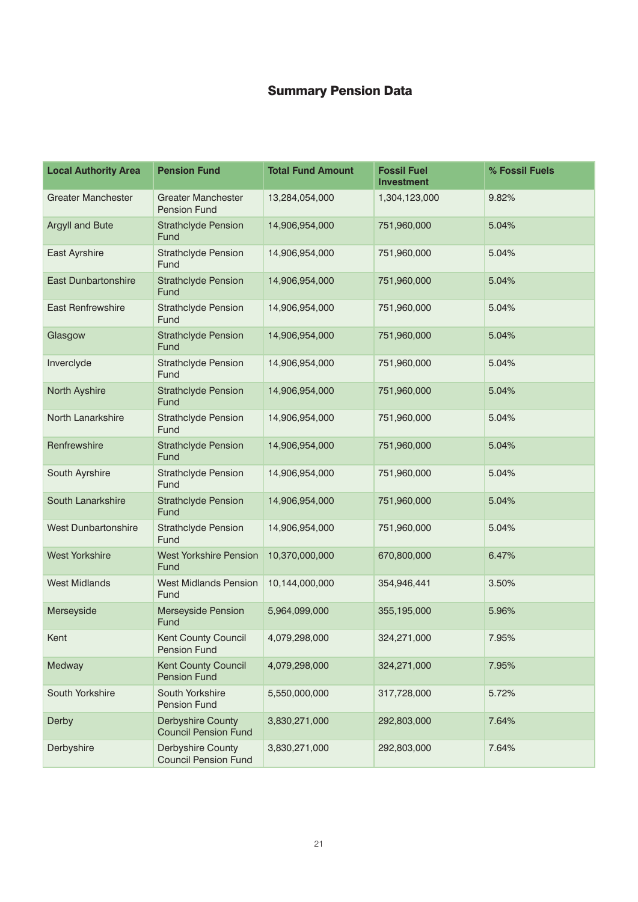## Summary Pension Data

| Local Authority Area | Pension Fund | Total Fund Amount | Fossil Fuel Investment | % Fossil Fuels |
|---|---|---|---|---|
| Greater Manchester | Greater Manchester Pension Fund | 13,284,054,000 | 1,304,123,000 | 9.82% |
| Argyll and Bute | Strathclyde Pension Fund | 14,906,954,000 | 751,960,000 | 5.04% |
| East Ayrshire | Strathclyde Pension Fund | 14,906,954,000 | 751,960,000 | 5.04% |
| East Dunbartonshire | Strathclyde Pension Fund | 14,906,954,000 | 751,960,000 | 5.04% |
| East Renfrewshire | Strathclyde Pension Fund | 14,906,954,000 | 751,960,000 | 5.04% |
| Glasgow | Strathclyde Pension Fund | 14,906,954,000 | 751,960,000 | 5.04% |
| Inverclyde | Strathclyde Pension Fund | 14,906,954,000 | 751,960,000 | 5.04% |
| North Ayshire | Strathclyde Pension Fund | 14,906,954,000 | 751,960,000 | 5.04% |
| North Lanarkshire | Strathclyde Pension Fund | 14,906,954,000 | 751,960,000 | 5.04% |
| Renfrewshire | Strathclyde Pension Fund | 14,906,954,000 | 751,960,000 | 5.04% |
| South Ayrshire | Strathclyde Pension Fund | 14,906,954,000 | 751,960,000 | 5.04% |
| South Lanarkshire | Strathclyde Pension Fund | 14,906,954,000 | 751,960,000 | 5.04% |
| West Dunbartonshire | Strathclyde Pension Fund | 14,906,954,000 | 751,960,000 | 5.04% |
| West Yorkshire | West Yorkshire Pension Fund | 10,370,000,000 | 670,800,000 | 6.47% |
| West Midlands | West Midlands Pension Fund | 10,144,000,000 | 354,946,441 | 3.50% |
| Merseyside | Merseyside Pension Fund | 5,964,099,000 | 355,195,000 | 5.96% |
| Kent | Kent County Council Pension Fund | 4,079,298,000 | 324,271,000 | 7.95% |
| Medway | Kent County Council Pension Fund | 4,079,298,000 | 324,271,000 | 7.95% |
| South Yorkshire | South Yorkshire Pension Fund | 5,550,000,000 | 317,728,000 | 5.72% |
| Derby | Derbyshire County Council Pension Fund | 3,830,271,000 | 292,803,000 | 7.64% |
| Derbyshire | Derbyshire County Council Pension Fund | 3,830,271,000 | 292,803,000 | 7.64% |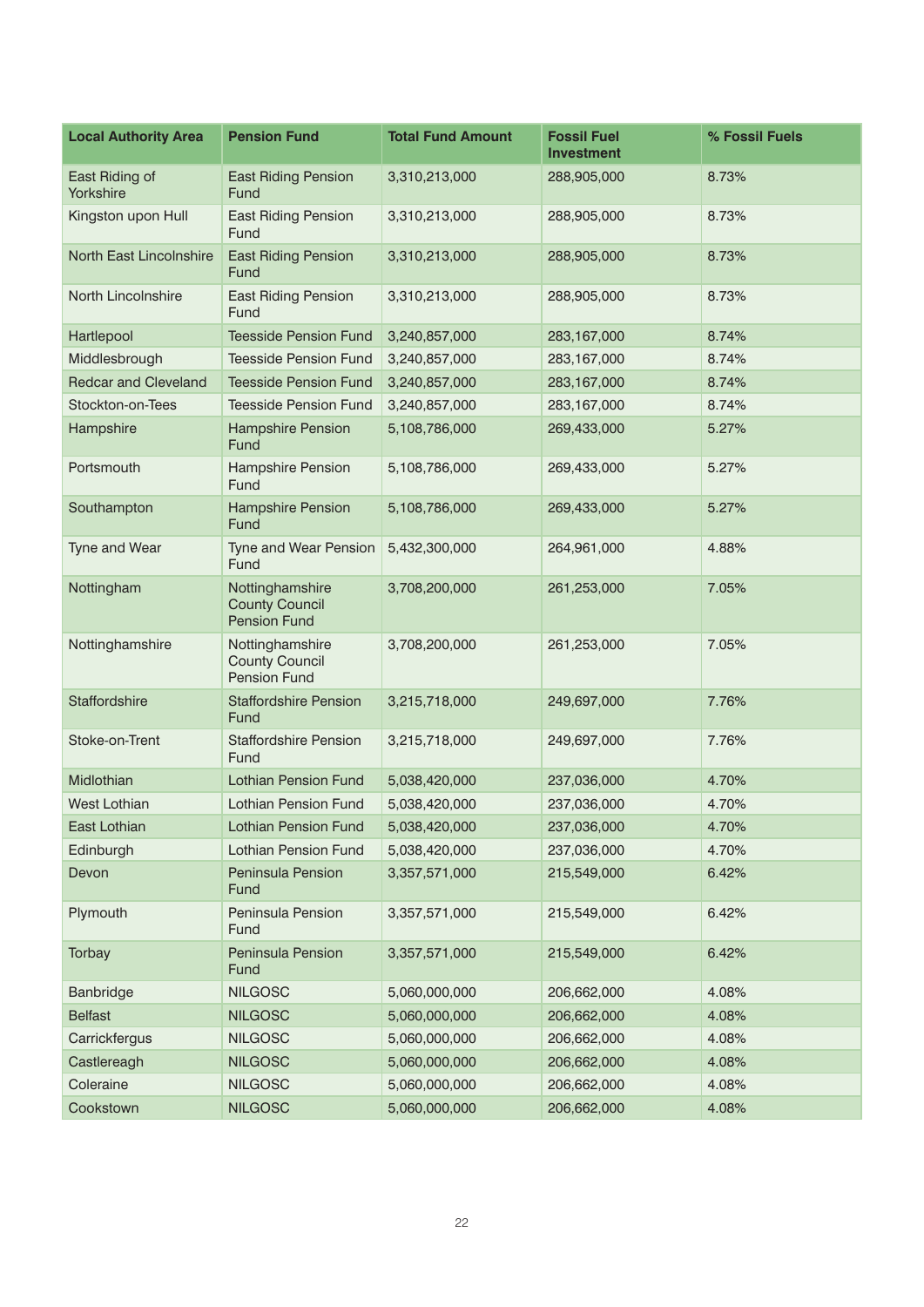| Local Authority Area | Pension Fund | Total Fund Amount | Fossil Fuel Investment | % Fossil Fuels |
|---|---|---|---|---|
| East Riding of Yorkshire | East Riding Pension Fund | 3,310,213,000 | 288,905,000 | 8.73% |
| Kingston upon Hull | East Riding Pension Fund | 3,310,213,000 | 288,905,000 | 8.73% |
| North East Lincolnshire | East Riding Pension Fund | 3,310,213,000 | 288,905,000 | 8.73% |
| North Lincolnshire | East Riding Pension Fund | 3,310,213,000 | 288,905,000 | 8.73% |
| Hartlepool | Teesside Pension Fund | 3,240,857,000 | 283,167,000 | 8.74% |
| Middlesbrough | Teesside Pension Fund | 3,240,857,000 | 283,167,000 | 8.74% |
| Redcar and Cleveland | Teesside Pension Fund | 3,240,857,000 | 283,167,000 | 8.74% |
| Stockton-on-Tees | Teesside Pension Fund | 3,240,857,000 | 283,167,000 | 8.74% |
| Hampshire | Hampshire Pension Fund | 5,108,786,000 | 269,433,000 | 5.27% |
| Portsmouth | Hampshire Pension Fund | 5,108,786,000 | 269,433,000 | 5.27% |
| Southampton | Hampshire Pension Fund | 5,108,786,000 | 269,433,000 | 5.27% |
| Tyne and Wear | Tyne and Wear Pension Fund | 5,432,300,000 | 264,961,000 | 4.88% |
| Nottingham | Nottinghamshire County Council Pension Fund | 3,708,200,000 | 261,253,000 | 7.05% |
| Nottinghamshire | Nottinghamshire County Council Pension Fund | 3,708,200,000 | 261,253,000 | 7.05% |
| Staffordshire | Staffordshire Pension Fund | 3,215,718,000 | 249,697,000 | 7.76% |
| Stoke-on-Trent | Staffordshire Pension Fund | 3,215,718,000 | 249,697,000 | 7.76% |
| Midlothian | Lothian Pension Fund | 5,038,420,000 | 237,036,000 | 4.70% |
| West Lothian | Lothian Pension Fund | 5,038,420,000 | 237,036,000 | 4.70% |
| East Lothian | Lothian Pension Fund | 5,038,420,000 | 237,036,000 | 4.70% |
| Edinburgh | Lothian Pension Fund | 5,038,420,000 | 237,036,000 | 4.70% |
| Devon | Peninsula Pension Fund | 3,357,571,000 | 215,549,000 | 6.42% |
| Plymouth | Peninsula Pension Fund | 3,357,571,000 | 215,549,000 | 6.42% |
| Torbay | Peninsula Pension Fund | 3,357,571,000 | 215,549,000 | 6.42% |
| Banbridge | NILGOSC | 5,060,000,000 | 206,662,000 | 4.08% |
| Belfast | NILGOSC | 5,060,000,000 | 206,662,000 | 4.08% |
| Carrickfergus | NILGOSC | 5,060,000,000 | 206,662,000 | 4.08% |
| Castlereagh | NILGOSC | 5,060,000,000 | 206,662,000 | 4.08% |
| Coleraine | NILGOSC | 5,060,000,000 | 206,662,000 | 4.08% |
| Cookstown | NILGOSC | 5,060,000,000 | 206,662,000 | 4.08% |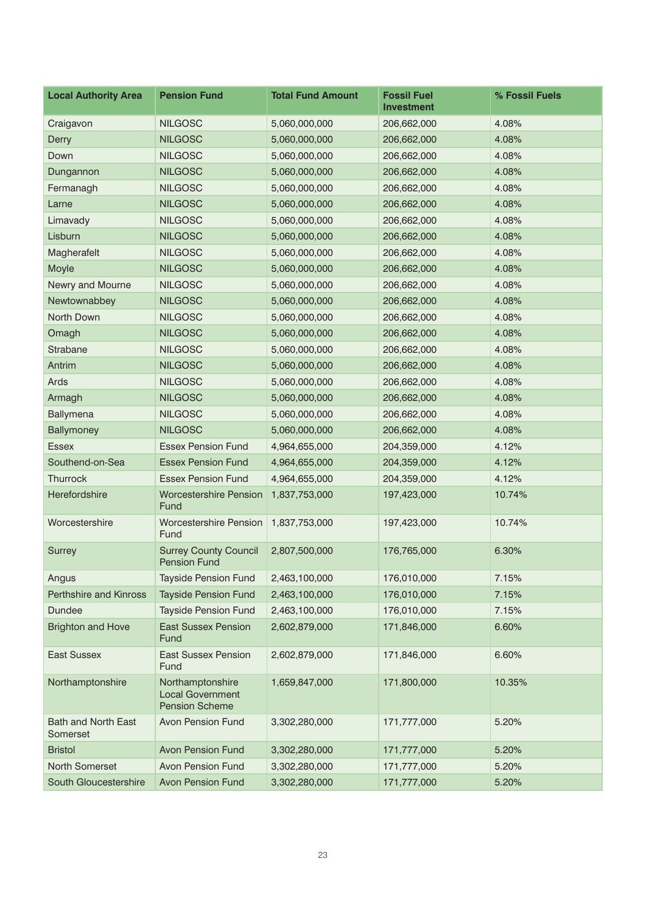| Local Authority Area | Pension Fund | Total Fund Amount | Fossil Fuel Investment | % Fossil Fuels |
| --- | --- | --- | --- | --- |
| Craigavon | NILGOSC | 5,060,000,000 | 206,662,000 | 4.08% |
| Derry | NILGOSC | 5,060,000,000 | 206,662,000 | 4.08% |
| Down | NILGOSC | 5,060,000,000 | 206,662,000 | 4.08% |
| Dungannon | NILGOSC | 5,060,000,000 | 206,662,000 | 4.08% |
| Fermanagh | NILGOSC | 5,060,000,000 | 206,662,000 | 4.08% |
| Larne | NILGOSC | 5,060,000,000 | 206,662,000 | 4.08% |
| Limavady | NILGOSC | 5,060,000,000 | 206,662,000 | 4.08% |
| Lisburn | NILGOSC | 5,060,000,000 | 206,662,000 | 4.08% |
| Magherafelt | NILGOSC | 5,060,000,000 | 206,662,000 | 4.08% |
| Moyle | NILGOSC | 5,060,000,000 | 206,662,000 | 4.08% |
| Newry and Mourne | NILGOSC | 5,060,000,000 | 206,662,000 | 4.08% |
| Newtownabbey | NILGOSC | 5,060,000,000 | 206,662,000 | 4.08% |
| North Down | NILGOSC | 5,060,000,000 | 206,662,000 | 4.08% |
| Omagh | NILGOSC | 5,060,000,000 | 206,662,000 | 4.08% |
| Strabane | NILGOSC | 5,060,000,000 | 206,662,000 | 4.08% |
| Antrim | NILGOSC | 5,060,000,000 | 206,662,000 | 4.08% |
| Ards | NILGOSC | 5,060,000,000 | 206,662,000 | 4.08% |
| Armagh | NILGOSC | 5,060,000,000 | 206,662,000 | 4.08% |
| Ballymena | NILGOSC | 5,060,000,000 | 206,662,000 | 4.08% |
| Ballymoney | NILGOSC | 5,060,000,000 | 206,662,000 | 4.08% |
| Essex | Essex Pension Fund | 4,964,655,000 | 204,359,000 | 4.12% |
| Southend-on-Sea | Essex Pension Fund | 4,964,655,000 | 204,359,000 | 4.12% |
| Thurrock | Essex Pension Fund | 4,964,655,000 | 204,359,000 | 4.12% |
| Herefordshire | Worcestershire Pension Fund | 1,837,753,000 | 197,423,000 | 10.74% |
| Worcestershire | Worcestershire Pension Fund | 1,837,753,000 | 197,423,000 | 10.74% |
| Surrey | Surrey County Council Pension Fund | 2,807,500,000 | 176,765,000 | 6.30% |
| Angus | Tayside Pension Fund | 2,463,100,000 | 176,010,000 | 7.15% |
| Perthshire and Kinross | Tayside Pension Fund | 2,463,100,000 | 176,010,000 | 7.15% |
| Dundee | Tayside Pension Fund | 2,463,100,000 | 176,010,000 | 7.15% |
| Brighton and Hove | East Sussex Pension Fund | 2,602,879,000 | 171,846,000 | 6.60% |
| East Sussex | East Sussex Pension Fund | 2,602,879,000 | 171,846,000 | 6.60% |
| Northamptonshire | Northamptonshire Local Government Pension Scheme | 1,659,847,000 | 171,800,000 | 10.35% |
| Bath and North East Somerset | Avon Pension Fund | 3,302,280,000 | 171,777,000 | 5.20% |
| Bristol | Avon Pension Fund | 3,302,280,000 | 171,777,000 | 5.20% |
| North Somerset | Avon Pension Fund | 3,302,280,000 | 171,777,000 | 5.20% |
| South Gloucestershire | Avon Pension Fund | 3,302,280,000 | 171,777,000 | 5.20% |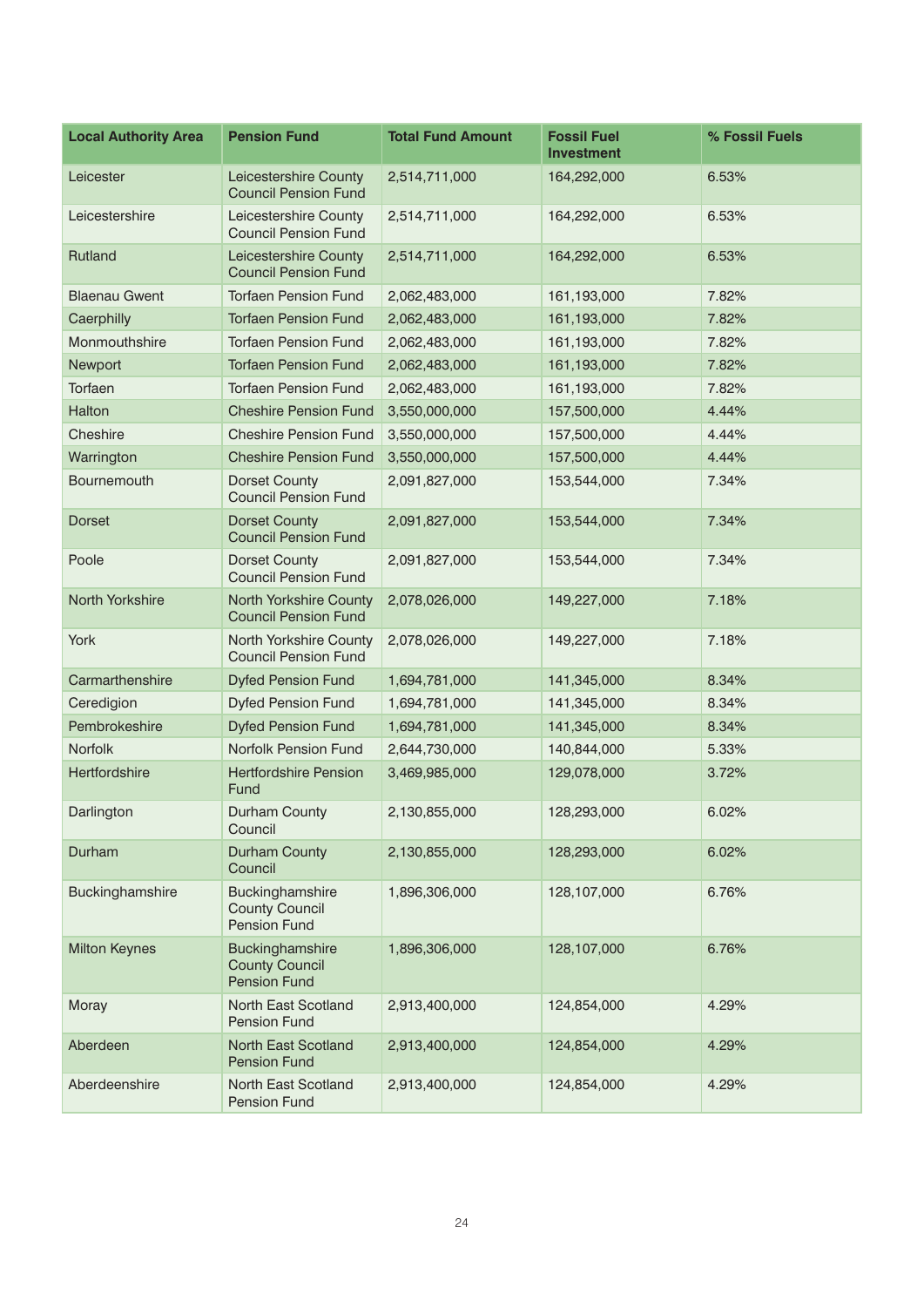| Local Authority Area | Pension Fund | Total Fund Amount | Fossil Fuel Investment | % Fossil Fuels |
|---|---|---|---|---|
| Leicester | Leicestershire County Council Pension Fund | 2,514,711,000 | 164,292,000 | 6.53% |
| Leicestershire | Leicestershire County Council Pension Fund | 2,514,711,000 | 164,292,000 | 6.53% |
| Rutland | Leicestershire County Council Pension Fund | 2,514,711,000 | 164,292,000 | 6.53% |
| Blaenau Gwent | Torfaen Pension Fund | 2,062,483,000 | 161,193,000 | 7.82% |
| Caerphilly | Torfaen Pension Fund | 2,062,483,000 | 161,193,000 | 7.82% |
| Monmouthshire | Torfaen Pension Fund | 2,062,483,000 | 161,193,000 | 7.82% |
| Newport | Torfaen Pension Fund | 2,062,483,000 | 161,193,000 | 7.82% |
| Torfaen | Torfaen Pension Fund | 2,062,483,000 | 161,193,000 | 7.82% |
| Halton | Cheshire Pension Fund | 3,550,000,000 | 157,500,000 | 4.44% |
| Cheshire | Cheshire Pension Fund | 3,550,000,000 | 157,500,000 | 4.44% |
| Warrington | Cheshire Pension Fund | 3,550,000,000 | 157,500,000 | 4.44% |
| Bournemouth | Dorset County Council Pension Fund | 2,091,827,000 | 153,544,000 | 7.34% |
| Dorset | Dorset County Council Pension Fund | 2,091,827,000 | 153,544,000 | 7.34% |
| Poole | Dorset County Council Pension Fund | 2,091,827,000 | 153,544,000 | 7.34% |
| North Yorkshire | North Yorkshire County Council Pension Fund | 2,078,026,000 | 149,227,000 | 7.18% |
| York | North Yorkshire County Council Pension Fund | 2,078,026,000 | 149,227,000 | 7.18% |
| Carmarthenshire | Dyfed Pension Fund | 1,694,781,000 | 141,345,000 | 8.34% |
| Ceredigion | Dyfed Pension Fund | 1,694,781,000 | 141,345,000 | 8.34% |
| Pembrokeshire | Dyfed Pension Fund | 1,694,781,000 | 141,345,000 | 8.34% |
| Norfolk | Norfolk Pension Fund | 2,644,730,000 | 140,844,000 | 5.33% |
| Hertfordshire | Hertfordshire Pension Fund | 3,469,985,000 | 129,078,000 | 3.72% |
| Darlington | Durham County Council | 2,130,855,000 | 128,293,000 | 6.02% |
| Durham | Durham County Council | 2,130,855,000 | 128,293,000 | 6.02% |
| Buckinghamshire | Buckinghamshire County Council Pension Fund | 1,896,306,000 | 128,107,000 | 6.76% |
| Milton Keynes | Buckinghamshire County Council Pension Fund | 1,896,306,000 | 128,107,000 | 6.76% |
| Moray | North East Scotland Pension Fund | 2,913,400,000 | 124,854,000 | 4.29% |
| Aberdeen | North East Scotland Pension Fund | 2,913,400,000 | 124,854,000 | 4.29% |
| Aberdeenshire | North East Scotland Pension Fund | 2,913,400,000 | 124,854,000 | 4.29% |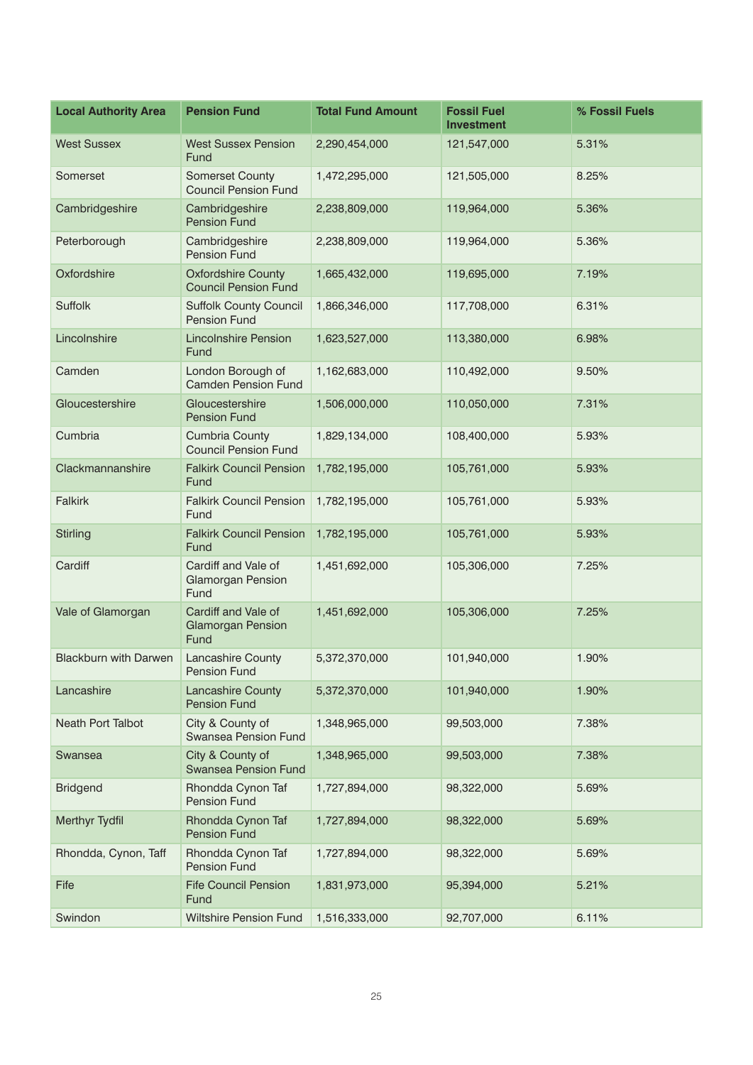| Local Authority Area | Pension Fund | Total Fund Amount | Fossil Fuel Investment | % Fossil Fuels |
|---|---|---|---|---|
| West Sussex | West Sussex Pension Fund | 2,290,454,000 | 121,547,000 | 5.31% |
| Somerset | Somerset County Council Pension Fund | 1,472,295,000 | 121,505,000 | 8.25% |
| Cambridgeshire | Cambridgeshire Pension Fund | 2,238,809,000 | 119,964,000 | 5.36% |
| Peterborough | Cambridgeshire Pension Fund | 2,238,809,000 | 119,964,000 | 5.36% |
| Oxfordshire | Oxfordshire County Council Pension Fund | 1,665,432,000 | 119,695,000 | 7.19% |
| Suffolk | Suffolk County Council Pension Fund | 1,866,346,000 | 117,708,000 | 6.31% |
| Lincolnshire | Lincolnshire Pension Fund | 1,623,527,000 | 113,380,000 | 6.98% |
| Camden | London Borough of Camden Pension Fund | 1,162,683,000 | 110,492,000 | 9.50% |
| Gloucestershire | Gloucestershire Pension Fund | 1,506,000,000 | 110,050,000 | 7.31% |
| Cumbria | Cumbria County Council Pension Fund | 1,829,134,000 | 108,400,000 | 5.93% |
| Clackmannanshire | Falkirk Council Pension Fund | 1,782,195,000 | 105,761,000 | 5.93% |
| Falkirk | Falkirk Council Pension Fund | 1,782,195,000 | 105,761,000 | 5.93% |
| Stirling | Falkirk Council Pension Fund | 1,782,195,000 | 105,761,000 | 5.93% |
| Cardiff | Cardiff and Vale of Glamorgan Pension Fund | 1,451,692,000 | 105,306,000 | 7.25% |
| Vale of Glamorgan | Cardiff and Vale of Glamorgan Pension Fund | 1,451,692,000 | 105,306,000 | 7.25% |
| Blackburn with Darwen | Lancashire County Pension Fund | 5,372,370,000 | 101,940,000 | 1.90% |
| Lancashire | Lancashire County Pension Fund | 5,372,370,000 | 101,940,000 | 1.90% |
| Neath Port Talbot | City & County of Swansea Pension Fund | 1,348,965,000 | 99,503,000 | 7.38% |
| Swansea | City & County of Swansea Pension Fund | 1,348,965,000 | 99,503,000 | 7.38% |
| Bridgend | Rhondda Cynon Taf Pension Fund | 1,727,894,000 | 98,322,000 | 5.69% |
| Merthyr Tydfil | Rhondda Cynon Taf Pension Fund | 1,727,894,000 | 98,322,000 | 5.69% |
| Rhondda, Cynon, Taff | Rhondda Cynon Taf Pension Fund | 1,727,894,000 | 98,322,000 | 5.69% |
| Fife | Fife Council Pension Fund | 1,831,973,000 | 95,394,000 | 5.21% |
| Swindon | Wiltshire Pension Fund | 1,516,333,000 | 92,707,000 | 6.11% |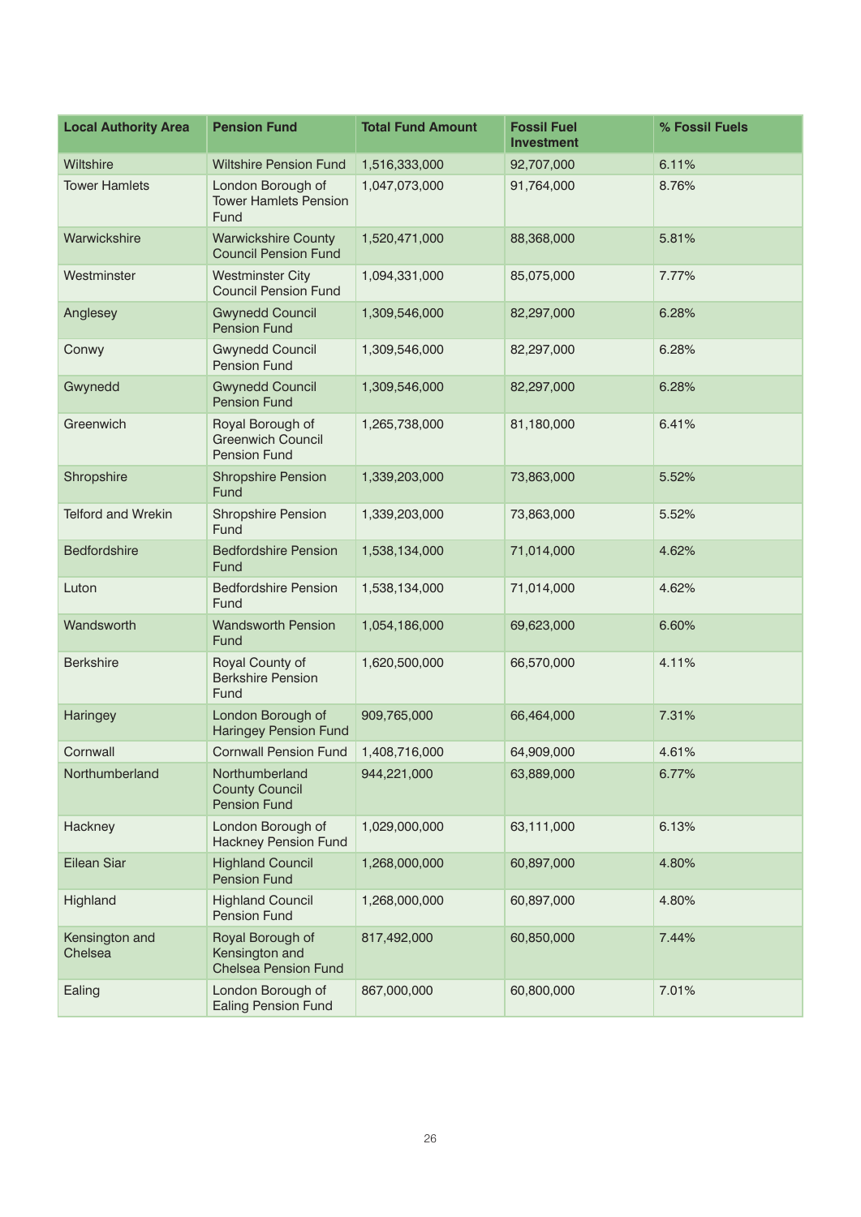| Local Authority Area | Pension Fund | Total Fund Amount | Fossil Fuel Investment | % Fossil Fuels |
|---|---|---|---|---|
| Wiltshire | Wiltshire Pension Fund | 1,516,333,000 | 92,707,000 | 6.11% |
| Tower Hamlets | London Borough of Tower Hamlets Pension Fund | 1,047,073,000 | 91,764,000 | 8.76% |
| Warwickshire | Warwickshire County Council Pension Fund | 1,520,471,000 | 88,368,000 | 5.81% |
| Westminster | Westminster City Council Pension Fund | 1,094,331,000 | 85,075,000 | 7.77% |
| Anglesey | Gwynedd Council Pension Fund | 1,309,546,000 | 82,297,000 | 6.28% |
| Conwy | Gwynedd Council Pension Fund | 1,309,546,000 | 82,297,000 | 6.28% |
| Gwynedd | Gwynedd Council Pension Fund | 1,309,546,000 | 82,297,000 | 6.28% |
| Greenwich | Royal Borough of Greenwich Council Pension Fund | 1,265,738,000 | 81,180,000 | 6.41% |
| Shropshire | Shropshire Pension Fund | 1,339,203,000 | 73,863,000 | 5.52% |
| Telford and Wrekin | Shropshire Pension Fund | 1,339,203,000 | 73,863,000 | 5.52% |
| Bedfordshire | Bedfordshire Pension Fund | 1,538,134,000 | 71,014,000 | 4.62% |
| Luton | Bedfordshire Pension Fund | 1,538,134,000 | 71,014,000 | 4.62% |
| Wandsworth | Wandsworth Pension Fund | 1,054,186,000 | 69,623,000 | 6.60% |
| Berkshire | Royal County of Berkshire Pension Fund | 1,620,500,000 | 66,570,000 | 4.11% |
| Haringey | London Borough of Haringey Pension Fund | 909,765,000 | 66,464,000 | 7.31% |
| Cornwall | Cornwall Pension Fund | 1,408,716,000 | 64,909,000 | 4.61% |
| Northumberland | Northumberland County Council Pension Fund | 944,221,000 | 63,889,000 | 6.77% |
| Hackney | London Borough of Hackney Pension Fund | 1,029,000,000 | 63,111,000 | 6.13% |
| Eilean Siar | Highland Council Pension Fund | 1,268,000,000 | 60,897,000 | 4.80% |
| Highland | Highland Council Pension Fund | 1,268,000,000 | 60,897,000 | 4.80% |
| Kensington and Chelsea | Royal Borough of Kensington and Chelsea Pension Fund | 817,492,000 | 60,850,000 | 7.44% |
| Ealing | London Borough of Ealing Pension Fund | 867,000,000 | 60,800,000 | 7.01% |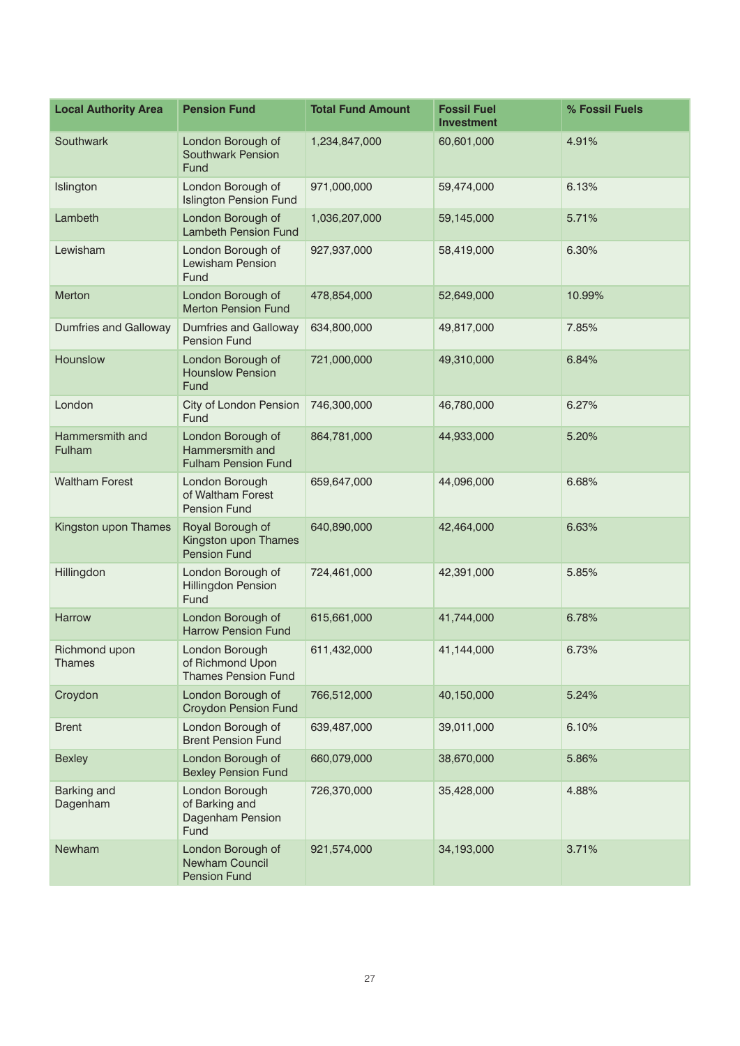| Local Authority Area | Pension Fund | Total Fund Amount | Fossil Fuel Investment | % Fossil Fuels |
|---|---|---|---|---|
| Southwark | London Borough of Southwark Pension Fund | 1,234,847,000 | 60,601,000 | 4.91% |
| Islington | London Borough of Islington Pension Fund | 971,000,000 | 59,474,000 | 6.13% |
| Lambeth | London Borough of Lambeth Pension Fund | 1,036,207,000 | 59,145,000 | 5.71% |
| Lewisham | London Borough of Lewisham Pension Fund | 927,937,000 | 58,419,000 | 6.30% |
| Merton | London Borough of Merton Pension Fund | 478,854,000 | 52,649,000 | 10.99% |
| Dumfries and Galloway | Dumfries and Galloway Pension Fund | 634,800,000 | 49,817,000 | 7.85% |
| Hounslow | London Borough of Hounslow Pension Fund | 721,000,000 | 49,310,000 | 6.84% |
| London | City of London Pension Fund | 746,300,000 | 46,780,000 | 6.27% |
| Hammersmith and Fulham | London Borough of Hammersmith and Fulham Pension Fund | 864,781,000 | 44,933,000 | 5.20% |
| Waltham Forest | London Borough of Waltham Forest Pension Fund | 659,647,000 | 44,096,000 | 6.68% |
| Kingston upon Thames | Royal Borough of Kingston upon Thames Pension Fund | 640,890,000 | 42,464,000 | 6.63% |
| Hillingdon | London Borough of Hillingdon Pension Fund | 724,461,000 | 42,391,000 | 5.85% |
| Harrow | London Borough of Harrow Pension Fund | 615,661,000 | 41,744,000 | 6.78% |
| Richmond upon Thames | London Borough of Richmond Upon Thames Pension Fund | 611,432,000 | 41,144,000 | 6.73% |
| Croydon | London Borough of Croydon Pension Fund | 766,512,000 | 40,150,000 | 5.24% |
| Brent | London Borough of Brent Pension Fund | 639,487,000 | 39,011,000 | 6.10% |
| Bexley | London Borough of Bexley Pension Fund | 660,079,000 | 38,670,000 | 5.86% |
| Barking and Dagenham | London Borough of Barking and Dagenham Pension Fund | 726,370,000 | 35,428,000 | 4.88% |
| Newham | London Borough of Newham Council Pension Fund | 921,574,000 | 34,193,000 | 3.71% |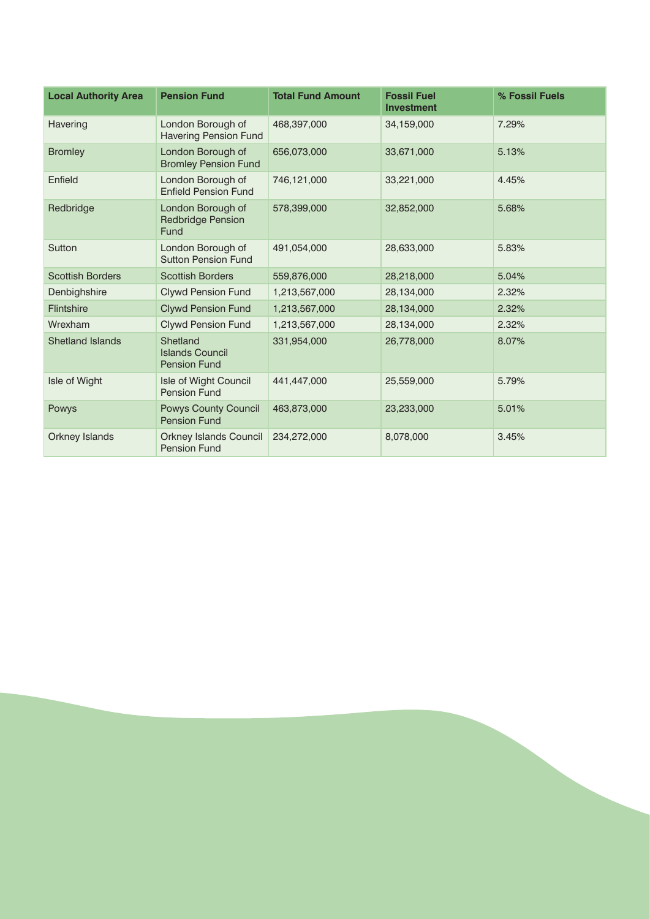| Local Authority Area | Pension Fund | Total Fund Amount | Fossil Fuel Investment | % Fossil Fuels |
|---|---|---|---|---|
| Havering | London Borough of Havering Pension Fund | 468,397,000 | 34,159,000 | 7.29% |
| Bromley | London Borough of Bromley Pension Fund | 656,073,000 | 33,671,000 | 5.13% |
| Enfield | London Borough of Enfield Pension Fund | 746,121,000 | 33,221,000 | 4.45% |
| Redbridge | London Borough of Redbridge Pension Fund | 578,399,000 | 32,852,000 | 5.68% |
| Sutton | London Borough of Sutton Pension Fund | 491,054,000 | 28,633,000 | 5.83% |
| Scottish Borders | Scottish Borders | 559,876,000 | 28,218,000 | 5.04% |
| Denbighshire | Clywd Pension Fund | 1,213,567,000 | 28,134,000 | 2.32% |
| Flintshire | Clywd Pension Fund | 1,213,567,000 | 28,134,000 | 2.32% |
| Wrexham | Clywd Pension Fund | 1,213,567,000 | 28,134,000 | 2.32% |
| Shetland Islands | Shetland Islands Council Pension Fund | 331,954,000 | 26,778,000 | 8.07% |
| Isle of Wight | Isle of Wight Council Pension Fund | 441,447,000 | 25,559,000 | 5.79% |
| Powys | Powys County Council Pension Fund | 463,873,000 | 23,233,000 | 5.01% |
| Orkney Islands | Orkney Islands Council Pension Fund | 234,272,000 | 8,078,000 | 3.45% |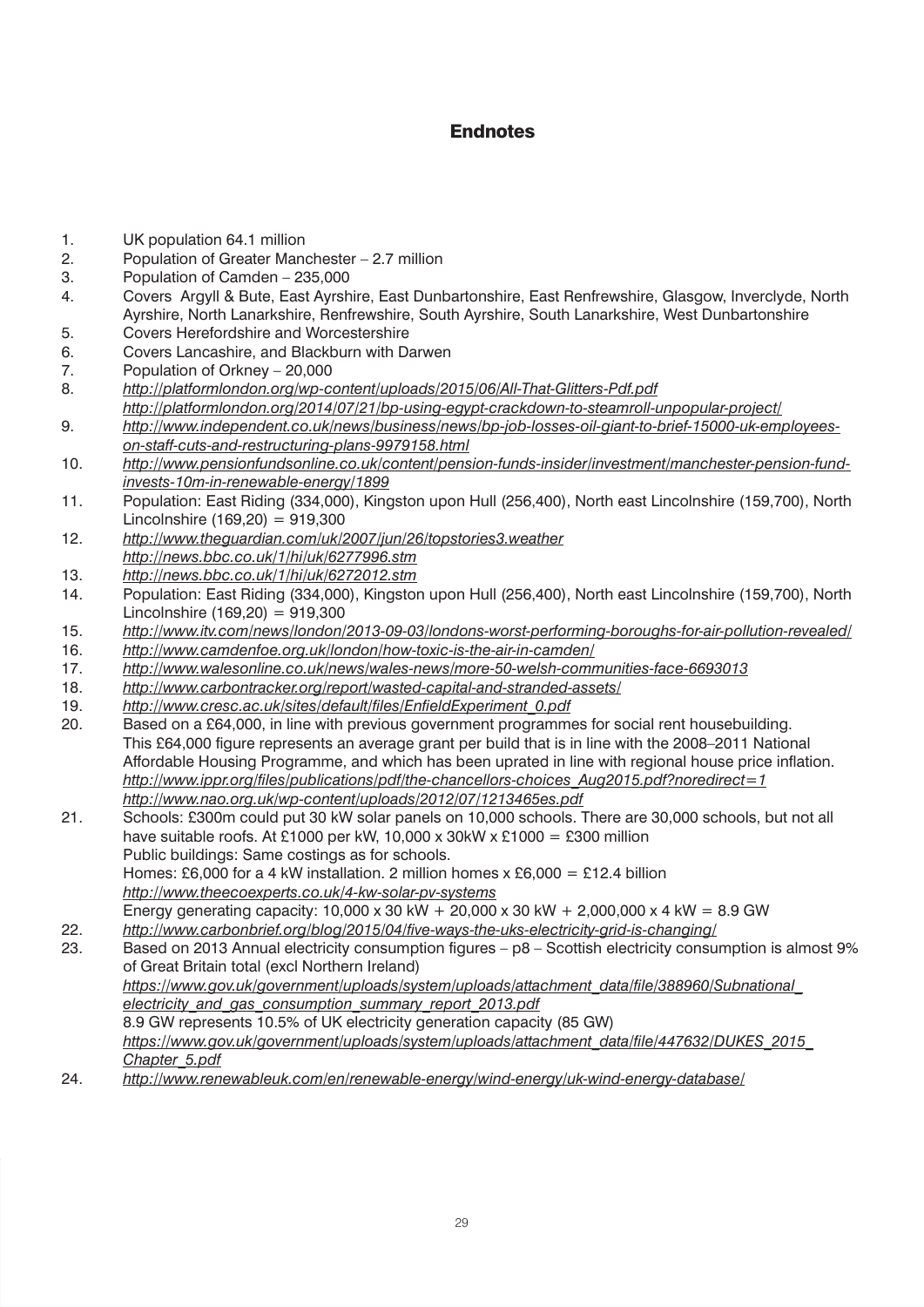# Endnotes

1. UK population 64.1 million
2. Population of Greater Manchester – 2.7 million
3. Population of Camden – 235,000
4. Covers Argyll & Bute, East Ayrshire, East Dunbartonshire, East Renfrewshire, Glasgow, Inverclyde, North Ayrshire, North Lanarkshire, Renfrewshire, South Ayrshire, South Lanarkshire, West Dunbartonshire
5. Covers Herefordshire and Worcestershire
6. Covers Lancashire, and Blackburn with Darwen
7. Population of Orkney – 20,000
8. *http://platformlondon.org/wp-content/uploads/2015/06/All-That-Glitters-Pdf.pdf*
   *http://platformlondon.org/2014/07/21/bp-using-egypt-crackdown-to-steamroll-unpopular-project/*
9. *http://www.independent.co.uk/news/business/news/bp-job-losses-oil-giant-to-brief-15000-uk-employees-on-staff-cuts-and-restructuring-plans-9979158.html*
10. *http://www.pensionfundsonline.co.uk/content/pension-funds-insider/investment/manchester-pension-fund-invests-10m-in-renewable-energy/1899*
11. Population: East Riding (334,000), Kingston upon Hull (256,400), North east Lincolnshire (159,700), North Lincolnshire (169,20) = 919,300
12. *http://www.theguardian.com/uk/2007/jun/26/topstories3.weather*
    *http://news.bbc.co.uk/1/hi/uk/6277996.stm*
13. *http://news.bbc.co.uk/1/hi/uk/6272012.stm*
14. Population: East Riding (334,000), Kingston upon Hull (256,400), North east Lincolnshire (159,700), North Lincolnshire (169,20) = 919,300
15. *http://www.itv.com/news/london/2013-09-03/londons-worst-performing-boroughs-for-air-pollution-revealed/*
16. *http://www.camdenfoe.org.uk/london/how-toxic-is-the-air-in-camden/*
17. *http://www.walesonline.co.uk/news/wales-news/more-50-welsh-communities-face-6693013*
18. *http://www.carbontracker.org/report/wasted-capital-and-stranded-assets/*
19. *http://www.cresc.ac.uk/sites/default/files/EnfieldExperiment_0.pdf*
20. Based on a £64,000, in line with previous government programmes for social rent housebuilding. This £64,000 figure represents an average grant per build that is in line with the 2008–2011 National Affordable Housing Programme, and which has been uprated in line with regional house price inflation.
    *http://www.ippr.org/files/publications/pdf/the-chancellors-choices_Aug2015.pdf?noredirect=1*
    *http://www.nao.org.uk/wp-content/uploads/2012/07/1213465es.pdf*
21. Schools: £300m could put 30 kW solar panels on 10,000 schools. There are 30,000 schools, but not all have suitable roofs. At £1000 per kW, 10,000 x 30kW x £1000 = £300 million
    Public buildings: Same costings as for schools.
    Homes: £6,000 for a 4 kW installation. 2 million homes x £6,000 = £12.4 billion
    *http://www.theecoexperts.co.uk/4-kw-solar-pv-systems*
    Energy generating capacity: 10,000 x 30 kW + 20,000 x 30 kW + 2,000,000 x 4 kW = 8.9 GW
22. *http://www.carbonbrief.org/blog/2015/04/five-ways-the-uks-electricity-grid-is-changing/*
23. Based on 2013 Annual electricity consumption figures – p8 – Scottish electricity consumption is almost 9% of Great Britain total (excl Northern Ireland)
    *https://www.gov.uk/government/uploads/system/uploads/attachment_data/file/388960/Subnational_electricity_and_gas_consumption_summary_report_2013.pdf*
    8.9 GW represents 10.5% of UK electricity generation capacity (85 GW)
    *https://www.gov.uk/government/uploads/system/uploads/attachment_data/file/447632/DUKES_2015_Chapter_5.pdf*
24. *http://www.renewableuk.com/en/renewable-energy/wind-energy/uk-wind-energy-database/*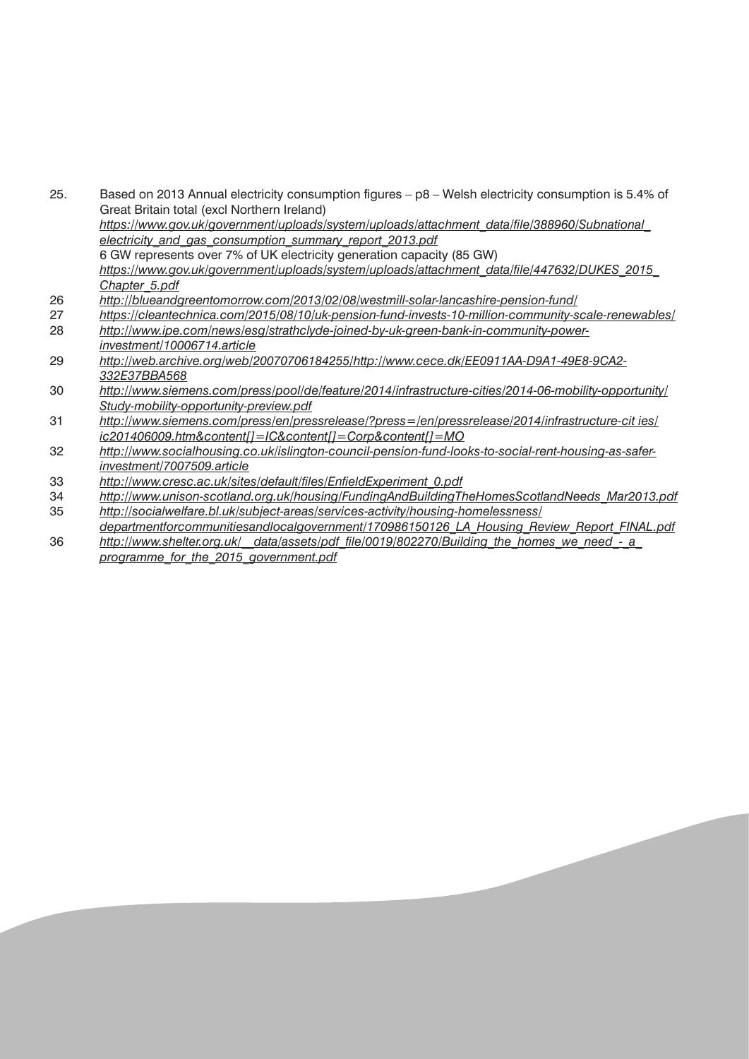25. Based on 2013 Annual electricity consumption figures – p8 – Welsh electricity consumption is 5.4% of Great Britain total (excl Northern Ireland)
    *https://www.gov.uk/government/uploads/system/uploads/attachment_data/file/388960/Subnational_electricity_and_gas_consumption_summary_report_2013.pdf*
    6 GW represents over 7% of UK electricity generation capacity (85 GW)
    *https://www.gov.uk/government/uploads/system/uploads/attachment_data/file/447632/DUKES_2015_Chapter_5.pdf*
26. *http://blueandgreentomorrow.com/2013/02/08/westmill-solar-lancashire-pension-fund/*
27. *https://cleantechnica.com/2015/08/10/uk-pension-fund-invests-10-million-community-scale-renewables/*
28. *http://www.ipe.com/news/esg/strathclyde-joined-by-uk-green-bank-in-community-power-investment/10006714.article*
29. *http://web.archive.org/web/20070706184255/http://www.cece.dk/EE0911AA-D9A1-49E8-9CA2-332E37BBA568*
30. *http://www.siemens.com/press/pool/de/feature/2014/infrastructure-cities/2014-06-mobility-opportunity/Study-mobility-opportunity-preview.pdf*
31. *http://www.siemens.com/press/en/pressrelease/?press=/en/pressrelease/2014/infrastructure-cit ies/ic201406009.htm&content[]=IC&content[]=Corp&content[]=MO*
32. *http://www.socialhousing.co.uk/islington-council-pension-fund-looks-to-social-rent-housing-as-safer-investment/7007509.article*
33. *http://www.cresc.ac.uk/sites/default/files/EnfieldExperiment_0.pdf*
34. *http://www.unison-scotland.org.uk/housing/FundingAndBuildingTheHomesScotlandNeeds_Mar2013.pdf*
35. *http://socialwelfare.bl.uk/subject-areas/services-activity/housing-homelessness/departmentforcommunitiesandlocalgovernment/170986150126_LA_Housing_Review_Report_FINAL.pdf*
36. *http://www.shelter.org.uk/__data/assets/pdf_file/0019/802270/Building_the_homes_we_need_-_a_programme_for_the_2015_government.pdf*